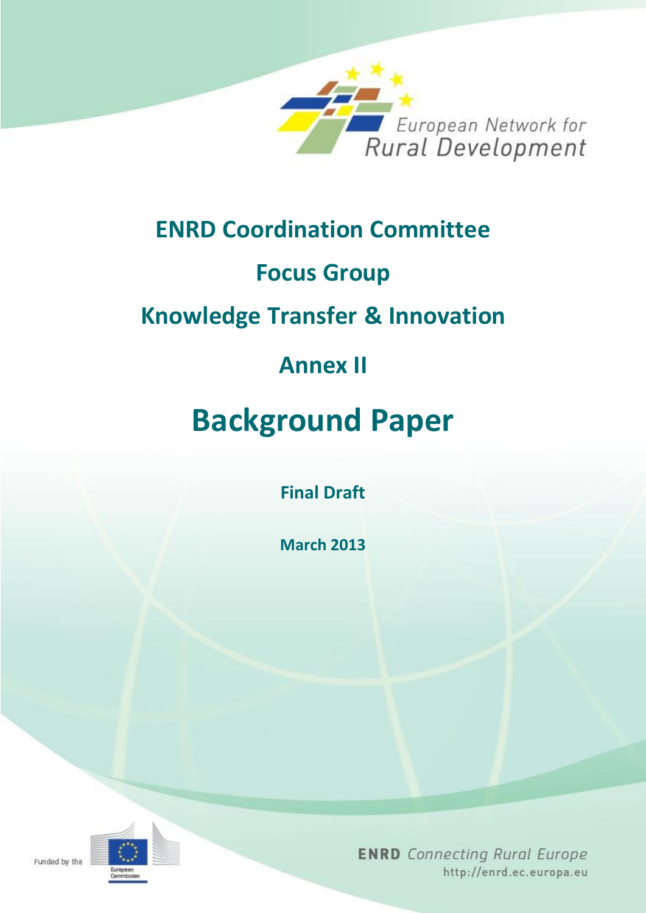European Network for Rural Development

# ENRD Coordination Committee

# Focus Group

# Knowledge Transfer & Innovation

# Annex II

# Background Paper

**Final Draft**

**March 2013**

Funded by the European Commission

**ENRD** *Connecting Rural Europe*
http://enrd.ec.europa.eu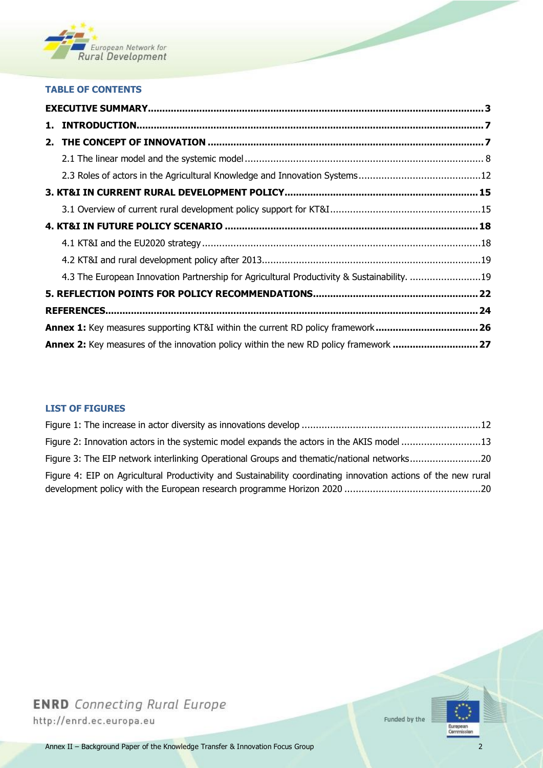### TABLE OF CONTENTS

**EXECUTIVE SUMMARY** .......... **3**

**1. INTRODUCTION** .......... **7**

**2. THE CONCEPT OF INNOVATION** .......... **7**

- 2.1 The linear model and the systemic model .......... 8
- 2.3 Roles of actors in the Agricultural Knowledge and Innovation Systems .......... 12

**3. KT&I IN CURRENT RURAL DEVELOPMENT POLICY** .......... **15**

- 3.1 Overview of current rural development policy support for KT&I .......... 15

**4. KT&I IN FUTURE POLICY SCENARIO** .......... **18**

- 4.1 KT&I and the EU2020 strategy .......... 18
- 4.2 KT&I and rural development policy after 2013 .......... 19
- 4.3 The European Innovation Partnership for Agricultural Productivity & Sustainability. .......... 19

**5. REFLECTION POINTS FOR POLICY RECOMMENDATIONS** .......... **22**

**REFERENCES** .......... **24**

**Annex 1:** Key measures supporting KT&I within the current RD policy framework .......... **26**

**Annex 2:** Key measures of the innovation policy within the new RD policy framework .......... **27**

### LIST OF FIGURES

Figure 1: The increase in actor diversity as innovations develop .......... 12

Figure 2: Innovation actors in the systemic model expands the actors in the AKIS model .......... 13

Figure 3: The EIP network interlinking Operational Groups and thematic/national networks .......... 20

Figure 4: EIP on Agricultural Productivity and Sustainability coordinating innovation actions of the new rural development policy with the European research programme Horizon 2020 .......... 20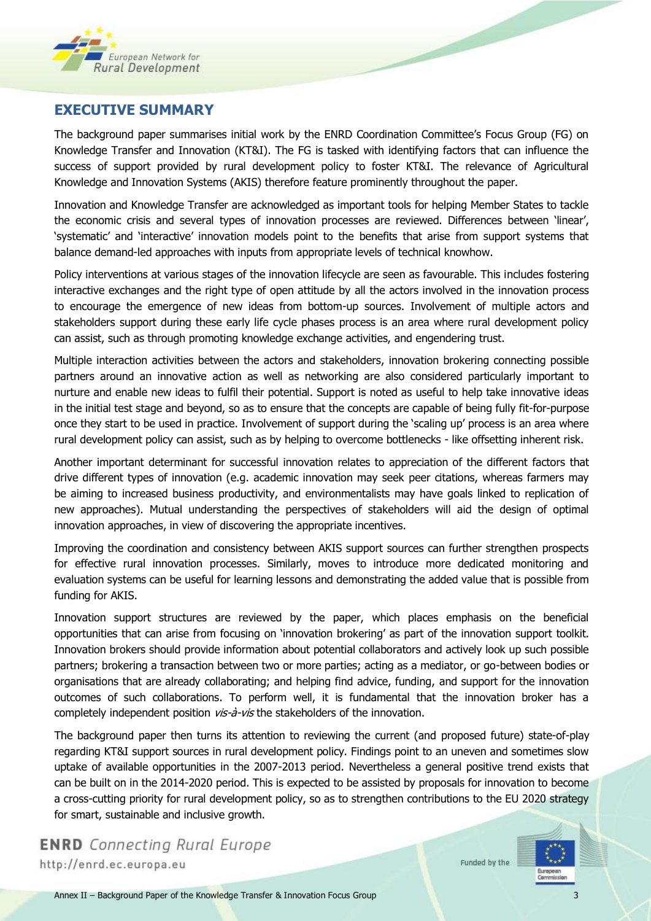## EXECUTIVE SUMMARY

The background paper summarises initial work by the ENRD Coordination Committee's Focus Group (FG) on Knowledge Transfer and Innovation (KT&I). The FG is tasked with identifying factors that can influence the success of support provided by rural development policy to foster KT&I. The relevance of Agricultural Knowledge and Innovation Systems (AKIS) therefore feature prominently throughout the paper.

Innovation and Knowledge Transfer are acknowledged as important tools for helping Member States to tackle the economic crisis and several types of innovation processes are reviewed. Differences between 'linear', 'systematic' and 'interactive' innovation models point to the benefits that arise from support systems that balance demand-led approaches with inputs from appropriate levels of technical knowhow.

Policy interventions at various stages of the innovation lifecycle are seen as favourable. This includes fostering interactive exchanges and the right type of open attitude by all the actors involved in the innovation process to encourage the emergence of new ideas from bottom-up sources. Involvement of multiple actors and stakeholders support during these early life cycle phases process is an area where rural development policy can assist, such as through promoting knowledge exchange activities, and engendering trust.

Multiple interaction activities between the actors and stakeholders, innovation brokering connecting possible partners around an innovative action as well as networking are also considered particularly important to nurture and enable new ideas to fulfil their potential. Support is noted as useful to help take innovative ideas in the initial test stage and beyond, so as to ensure that the concepts are capable of being fully fit-for-purpose once they start to be used in practice. Involvement of support during the 'scaling up' process is an area where rural development policy can assist, such as by helping to overcome bottlenecks - like offsetting inherent risk.

Another important determinant for successful innovation relates to appreciation of the different factors that drive different types of innovation (e.g. academic innovation may seek peer citations, whereas farmers may be aiming to increased business productivity, and environmentalists may have goals linked to replication of new approaches). Mutual understanding the perspectives of stakeholders will aid the design of optimal innovation approaches, in view of discovering the appropriate incentives.

Improving the coordination and consistency between AKIS support sources can further strengthen prospects for effective rural innovation processes. Similarly, moves to introduce more dedicated monitoring and evaluation systems can be useful for learning lessons and demonstrating the added value that is possible from funding for AKIS.

Innovation support structures are reviewed by the paper, which places emphasis on the beneficial opportunities that can arise from focusing on 'innovation brokering' as part of the innovation support toolkit. Innovation brokers should provide information about potential collaborators and actively look up such possible partners; brokering a transaction between two or more parties; acting as a mediator, or go-between bodies or organisations that are already collaborating; and helping find advice, funding, and support for the innovation outcomes of such collaborations. To perform well, it is fundamental that the innovation broker has a completely independent position *vis-à-vis* the stakeholders of the innovation.

The background paper then turns its attention to reviewing the current (and proposed future) state-of-play regarding KT&I support sources in rural development policy. Findings point to an uneven and sometimes slow uptake of available opportunities in the 2007-2013 period. Nevertheless a general positive trend exists that can be built on in the 2014-2020 period. This is expected to be assisted by proposals for innovation to become a cross-cutting priority for rural development policy, so as to strengthen contributions to the EU 2020 strategy for smart, sustainable and inclusive growth.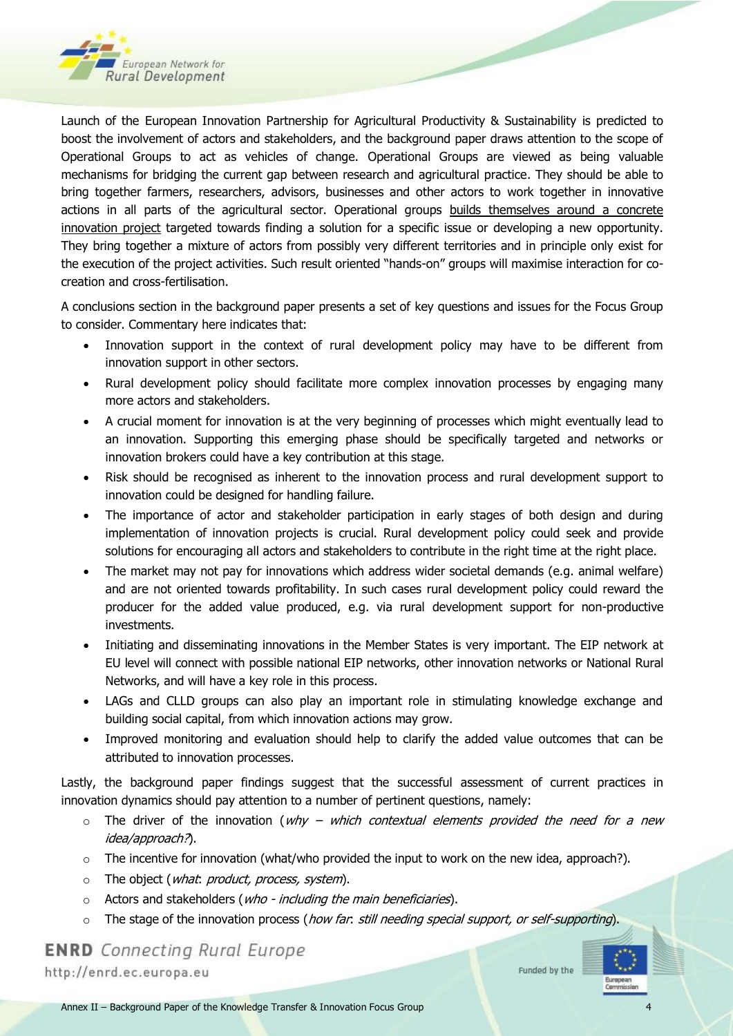Launch of the European Innovation Partnership for Agricultural Productivity & Sustainability is predicted to boost the involvement of actors and stakeholders, and the background paper draws attention to the scope of Operational Groups to act as vehicles of change. Operational Groups are viewed as being valuable mechanisms for bridging the current gap between research and agricultural practice. They should be able to bring together farmers, researchers, advisors, businesses and other actors to work together in innovative actions in all parts of the agricultural sector. Operational groups builds themselves around a concrete innovation project targeted towards finding a solution for a specific issue or developing a new opportunity. They bring together a mixture of actors from possibly very different territories and in principle only exist for the execution of the project activities. Such result oriented "hands-on" groups will maximise interaction for co-creation and cross-fertilisation.

A conclusions section in the background paper presents a set of key questions and issues for the Focus Group to consider. Commentary here indicates that:

- Innovation support in the context of rural development policy may have to be different from innovation support in other sectors.
- Rural development policy should facilitate more complex innovation processes by engaging many more actors and stakeholders.
- A crucial moment for innovation is at the very beginning of processes which might eventually lead to an innovation. Supporting this emerging phase should be specifically targeted and networks or innovation brokers could have a key contribution at this stage.
- Risk should be recognised as inherent to the innovation process and rural development support to innovation could be designed for handling failure.
- The importance of actor and stakeholder participation in early stages of both design and during implementation of innovation projects is crucial. Rural development policy could seek and provide solutions for encouraging all actors and stakeholders to contribute in the right time at the right place.
- The market may not pay for innovations which address wider societal demands (e.g. animal welfare) and are not oriented towards profitability. In such cases rural development policy could reward the producer for the added value produced, e.g. via rural development support for non-productive investments.
- Initiating and disseminating innovations in the Member States is very important. The EIP network at EU level will connect with possible national EIP networks, other innovation networks or National Rural Networks, and will have a key role in this process.
- LAGs and CLLD groups can also play an important role in stimulating knowledge exchange and building social capital, from which innovation actions may grow.
- Improved monitoring and evaluation should help to clarify the added value outcomes that can be attributed to innovation processes.

Lastly, the background paper findings suggest that the successful assessment of current practices in innovation dynamics should pay attention to a number of pertinent questions, namely:

- The driver of the innovation (*why – which contextual elements provided the need for a new idea/approach?*).
- The incentive for innovation (what/who provided the input to work on the new idea, approach?).
- The object (*what: product, process, system*).
- Actors and stakeholders (*who - including the main beneficiaries*).
- The stage of the innovation process (*how far: still needing special support, or self-supporting*).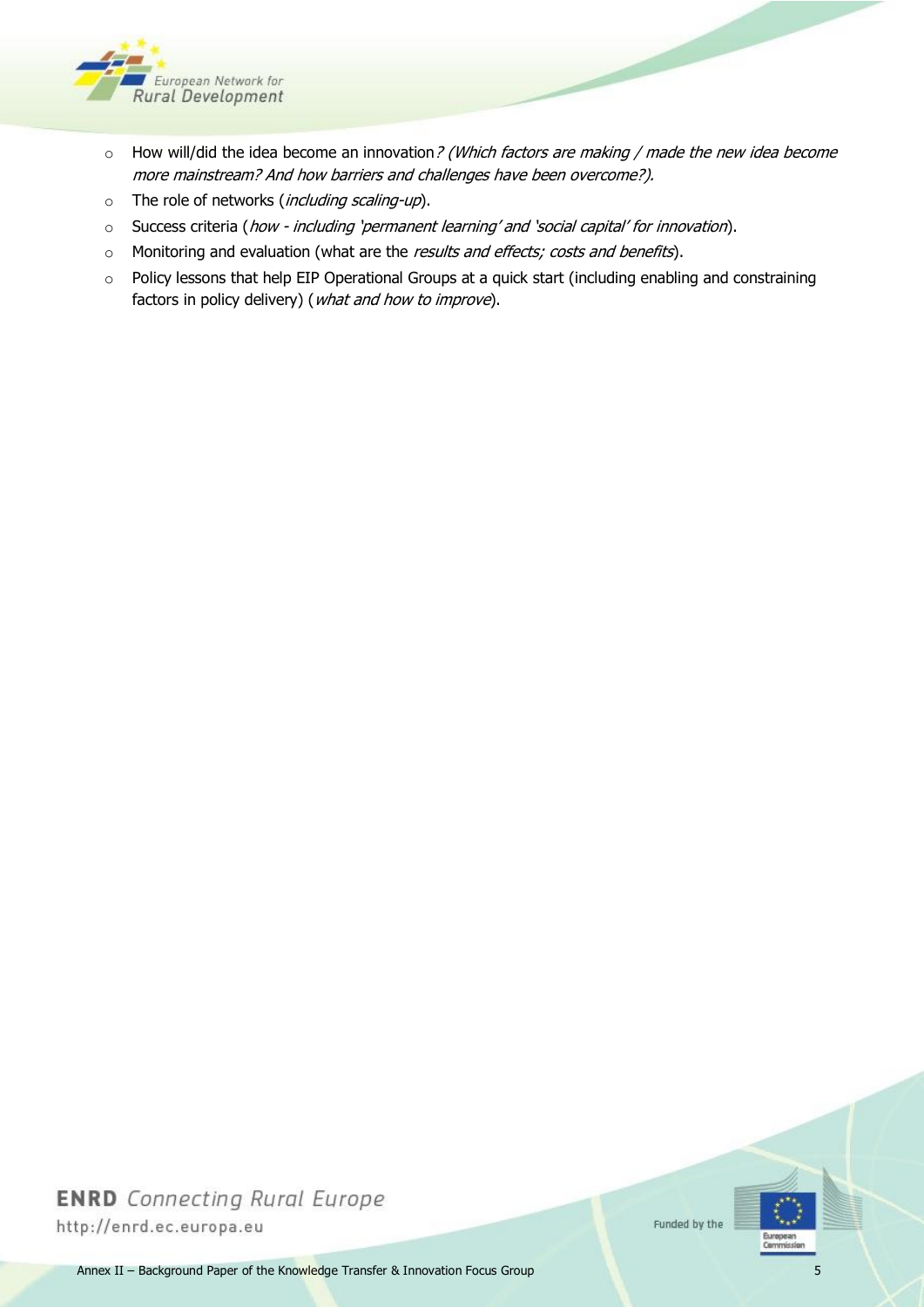- How will/did the idea become an innovation*? (Which factors are making / made the new idea become more mainstream? And how barriers and challenges have been overcome?).*
- The role of networks (*including scaling-up*).
- Success criteria (*how - including 'permanent learning' and 'social capital' for innovation*).
- Monitoring and evaluation (what are the *results and effects; costs and benefits*).
- Policy lessons that help EIP Operational Groups at a quick start (including enabling and constraining factors in policy delivery) (*what and how to improve*).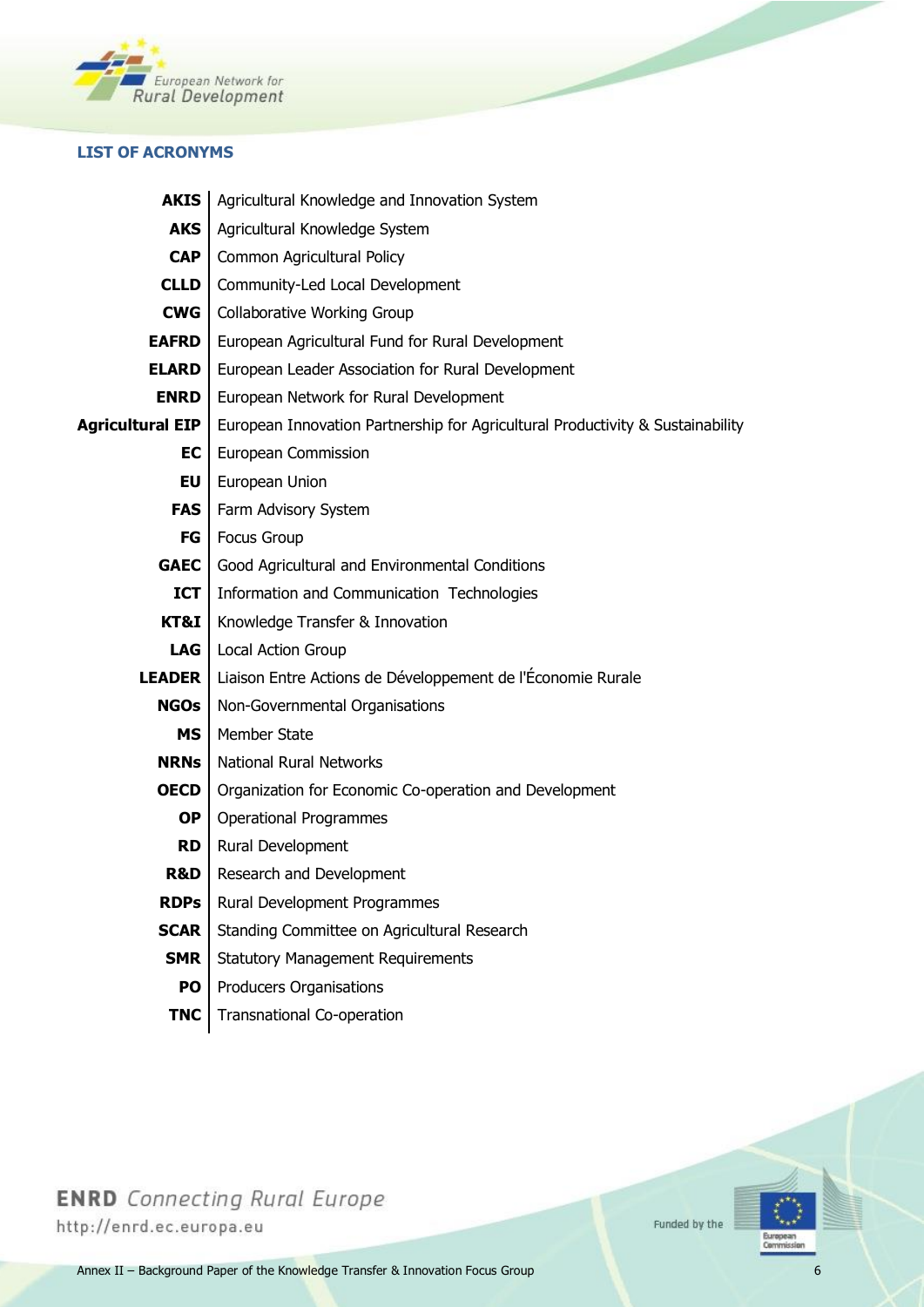## LIST OF ACRONYMS

| | |
|---|---|
| **AKIS** | Agricultural Knowledge and Innovation System |
| **AKS** | Agricultural Knowledge System |
| **CAP** | Common Agricultural Policy |
| **CLLD** | Community-Led Local Development |
| **CWG** | Collaborative Working Group |
| **EAFRD** | European Agricultural Fund for Rural Development |
| **ELARD** | European Leader Association for Rural Development |
| **ENRD** | European Network for Rural Development |
| **Agricultural EIP** | European Innovation Partnership for Agricultural Productivity & Sustainability |
| **EC** | European Commission |
| **EU** | European Union |
| **FAS** | Farm Advisory System |
| **FG** | Focus Group |
| **GAEC** | Good Agricultural and Environmental Conditions |
| **ICT** | Information and Communication Technologies |
| **KT&I** | Knowledge Transfer & Innovation |
| **LAG** | Local Action Group |
| **LEADER** | Liaison Entre Actions de Développement de l'Économie Rurale |
| **NGOs** | Non-Governmental Organisations |
| **MS** | Member State |
| **NRNs** | National Rural Networks |
| **OECD** | Organization for Economic Co-operation and Development |
| **OP** | Operational Programmes |
| **RD** | Rural Development |
| **R&D** | Research and Development |
| **RDPs** | Rural Development Programmes |
| **SCAR** | Standing Committee on Agricultural Research |
| **SMR** | Statutory Management Requirements |
| **PO** | Producers Organisations |
| **TNC** | Transnational Co-operation |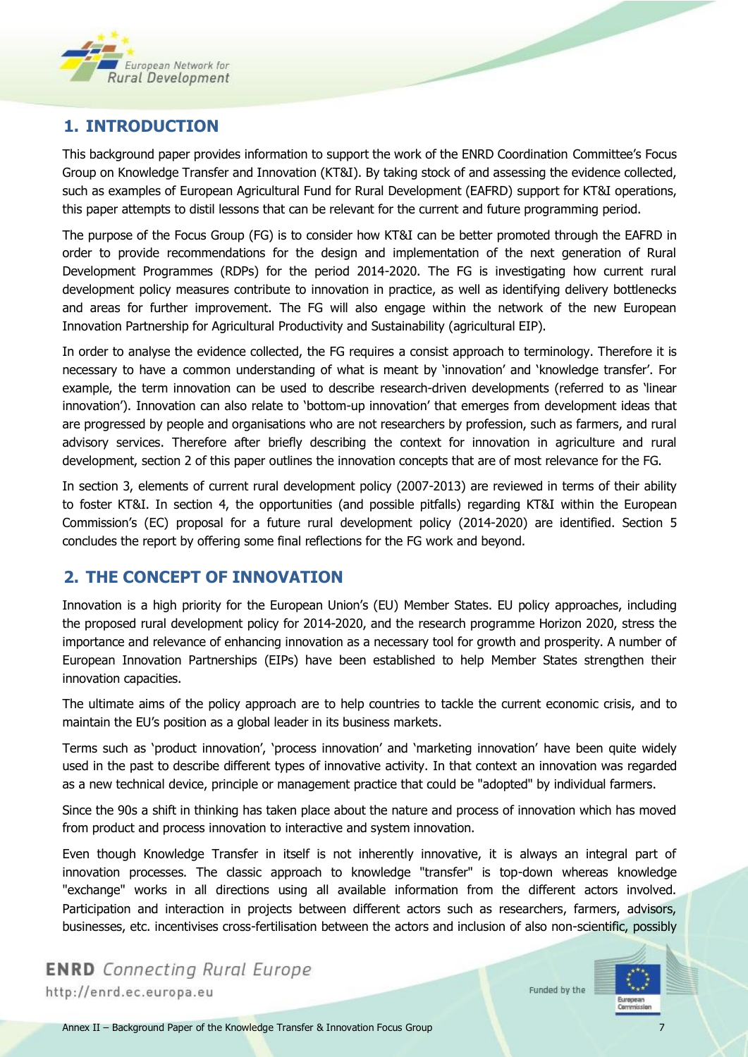## 1. INTRODUCTION

This background paper provides information to support the work of the ENRD Coordination Committee's Focus Group on Knowledge Transfer and Innovation (KT&I). By taking stock of and assessing the evidence collected, such as examples of European Agricultural Fund for Rural Development (EAFRD) support for KT&I operations, this paper attempts to distil lessons that can be relevant for the current and future programming period.

The purpose of the Focus Group (FG) is to consider how KT&I can be better promoted through the EAFRD in order to provide recommendations for the design and implementation of the next generation of Rural Development Programmes (RDPs) for the period 2014-2020. The FG is investigating how current rural development policy measures contribute to innovation in practice, as well as identifying delivery bottlenecks and areas for further improvement. The FG will also engage within the network of the new European Innovation Partnership for Agricultural Productivity and Sustainability (agricultural EIP).

In order to analyse the evidence collected, the FG requires a consist approach to terminology. Therefore it is necessary to have a common understanding of what is meant by 'innovation' and 'knowledge transfer'. For example, the term innovation can be used to describe research-driven developments (referred to as 'linear innovation'). Innovation can also relate to 'bottom-up innovation' that emerges from development ideas that are progressed by people and organisations who are not researchers by profession, such as farmers, and rural advisory services. Therefore after briefly describing the context for innovation in agriculture and rural development, section 2 of this paper outlines the innovation concepts that are of most relevance for the FG.

In section 3, elements of current rural development policy (2007-2013) are reviewed in terms of their ability to foster KT&I. In section 4, the opportunities (and possible pitfalls) regarding KT&I within the European Commission's (EC) proposal for a future rural development policy (2014-2020) are identified. Section 5 concludes the report by offering some final reflections for the FG work and beyond.

## 2. THE CONCEPT OF INNOVATION

Innovation is a high priority for the European Union's (EU) Member States. EU policy approaches, including the proposed rural development policy for 2014-2020, and the research programme Horizon 2020, stress the importance and relevance of enhancing innovation as a necessary tool for growth and prosperity. A number of European Innovation Partnerships (EIPs) have been established to help Member States strengthen their innovation capacities.

The ultimate aims of the policy approach are to help countries to tackle the current economic crisis, and to maintain the EU's position as a global leader in its business markets.

Terms such as 'product innovation', 'process innovation' and 'marketing innovation' have been quite widely used in the past to describe different types of innovative activity. In that context an innovation was regarded as a new technical device, principle or management practice that could be "adopted" by individual farmers.

Since the 90s a shift in thinking has taken place about the nature and process of innovation which has moved from product and process innovation to interactive and system innovation.

Even though Knowledge Transfer in itself is not inherently innovative, it is always an integral part of innovation processes. The classic approach to knowledge "transfer" is top-down whereas knowledge "exchange" works in all directions using all available information from the different actors involved. Participation and interaction in projects between different actors such as researchers, farmers, advisors, businesses, etc. incentivises cross-fertilisation between the actors and inclusion of also non-scientific, possibly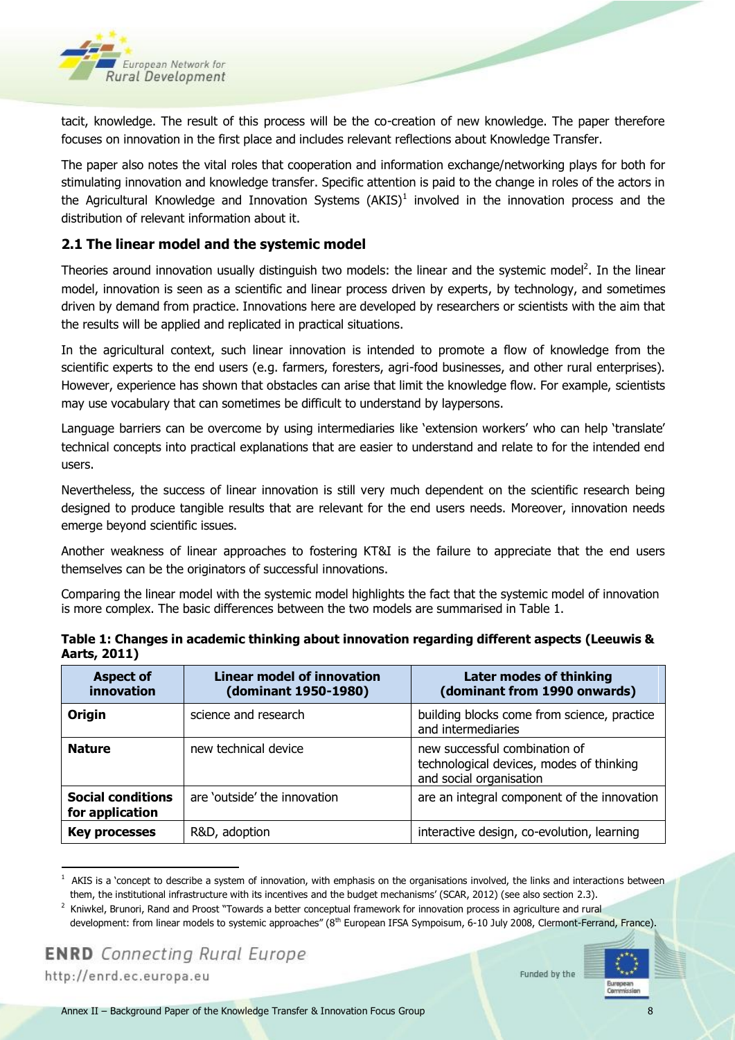tacit, knowledge. The result of this process will be the co-creation of new knowledge. The paper therefore focuses on innovation in the first place and includes relevant reflections about Knowledge Transfer.

The paper also notes the vital roles that cooperation and information exchange/networking plays for both for stimulating innovation and knowledge transfer. Specific attention is paid to the change in roles of the actors in the Agricultural Knowledge and Innovation Systems (AKIS)[1] involved in the innovation process and the distribution of relevant information about it.

## 2.1 The linear model and the systemic model

Theories around innovation usually distinguish two models: the linear and the systemic model[2]. In the linear model, innovation is seen as a scientific and linear process driven by experts, by technology, and sometimes driven by demand from practice. Innovations here are developed by researchers or scientists with the aim that the results will be applied and replicated in practical situations.

In the agricultural context, such linear innovation is intended to promote a flow of knowledge from the scientific experts to the end users (e.g. farmers, foresters, agri-food businesses, and other rural enterprises). However, experience has shown that obstacles can arise that limit the knowledge flow. For example, scientists may use vocabulary that can sometimes be difficult to understand by laypersons.

Language barriers can be overcome by using intermediaries like 'extension workers' who can help 'translate' technical concepts into practical explanations that are easier to understand and relate to for the intended end users.

Nevertheless, the success of linear innovation is still very much dependent on the scientific research being designed to produce tangible results that are relevant for the end users needs. Moreover, innovation needs emerge beyond scientific issues.

Another weakness of linear approaches to fostering KT&I is the failure to appreciate that the end users themselves can be the originators of successful innovations.

Comparing the linear model with the systemic model highlights the fact that the systemic model of innovation is more complex. The basic differences between the two models are summarised in Table 1.

**Table 1: Changes in academic thinking about innovation regarding different aspects (Leeuwis & Aarts, 2011)**

| Aspect of innovation | Linear model of innovation (dominant 1950-1980) | Later modes of thinking (dominant from 1990 onwards) |
|---|---|---|
| **Origin** | science and research | building blocks come from science, practice and intermediaries |
| **Nature** | new technical device | new successful combination of technological devices, modes of thinking and social organisation |
| **Social conditions for application** | are 'outside' the innovation | are an integral component of the innovation |
| **Key processes** | R&D, adoption | interactive design, co-evolution, learning |

[1] AKIS is a 'concept to describe a system of innovation, with emphasis on the organisations involved, the links and interactions between them, the institutional infrastructure with its incentives and the budget mechanisms' (SCAR, 2012) (see also section 2.3).

[2] Kniwkel, Brunori, Rand and Proost "Towards a better conceptual framework for innovation process in agriculture and rural development: from linear models to systemic approaches" (8th European IFSA Sympoisum, 6-10 July 2008, Clermont-Ferrand, France).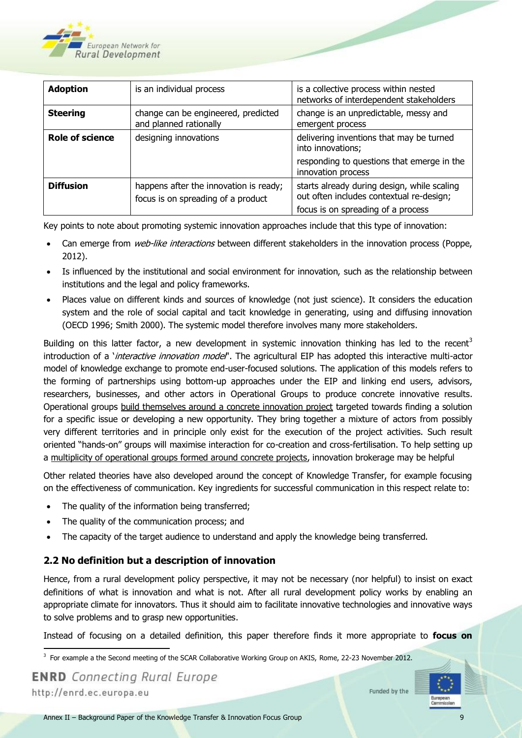| **Adoption** | is an individual process | is a collective process within nested networks of interdependent stakeholders |
|---|---|---|
| **Steering** | change can be engineered, predicted and planned rationally | change is an unpredictable, messy and emergent process |
| **Role of science** | designing innovations | delivering inventions that may be turned into innovations; responding to questions that emerge in the innovation process |
| **Diffusion** | happens after the innovation is ready; focus is on spreading of a product | starts already during design, while scaling out often includes contextual re-design; focus is on spreading of a process |

Key points to note about promoting systemic innovation approaches include that this type of innovation:

- Can emerge from *web-like interactions* between different stakeholders in the innovation process (Poppe, 2012).
- Is influenced by the institutional and social environment for innovation, such as the relationship between institutions and the legal and policy frameworks.
- Places value on different kinds and sources of knowledge (not just science). It considers the education system and the role of social capital and tacit knowledge in generating, using and diffusing innovation (OECD 1996; Smith 2000). The systemic model therefore involves many more stakeholders.

Building on this latter factor, a new development in systemic innovation thinking has led to the recent[3] introduction of a '*interactive innovation model*'. The agricultural EIP has adopted this interactive multi-actor model of knowledge exchange to promote end-user-focused solutions. The application of this models refers to the forming of partnerships using bottom-up approaches under the EIP and linking end users, advisors, researchers, businesses, and other actors in Operational Groups to produce concrete innovative results. Operational groups build themselves around a concrete innovation project targeted towards finding a solution for a specific issue or developing a new opportunity. They bring together a mixture of actors from possibly very different territories and in principle only exist for the execution of the project activities. Such result oriented "hands-on" groups will maximise interaction for co-creation and cross-fertilisation. To help setting up a multiplicity of operational groups formed around concrete projects, innovation brokerage may be helpful

Other related theories have also developed around the concept of Knowledge Transfer, for example focusing on the effectiveness of communication. Key ingredients for successful communication in this respect relate to:

- The quality of the information being transferred;
- The quality of the communication process; and
- The capacity of the target audience to understand and apply the knowledge being transferred.

## 2.2 No definition but a description of innovation

Hence, from a rural development policy perspective, it may not be necessary (nor helpful) to insist on exact definitions of what is innovation and what is not. After all rural development policy works by enabling an appropriate climate for innovators. Thus it should aim to facilitate innovative technologies and innovative ways to solve problems and to grasp new opportunities.

Instead of focusing on a detailed definition, this paper therefore finds it more appropriate to **focus on**

[3] For example a the Second meeting of the SCAR Collaborative Working Group on AKIS, Rome, 22-23 November 2012.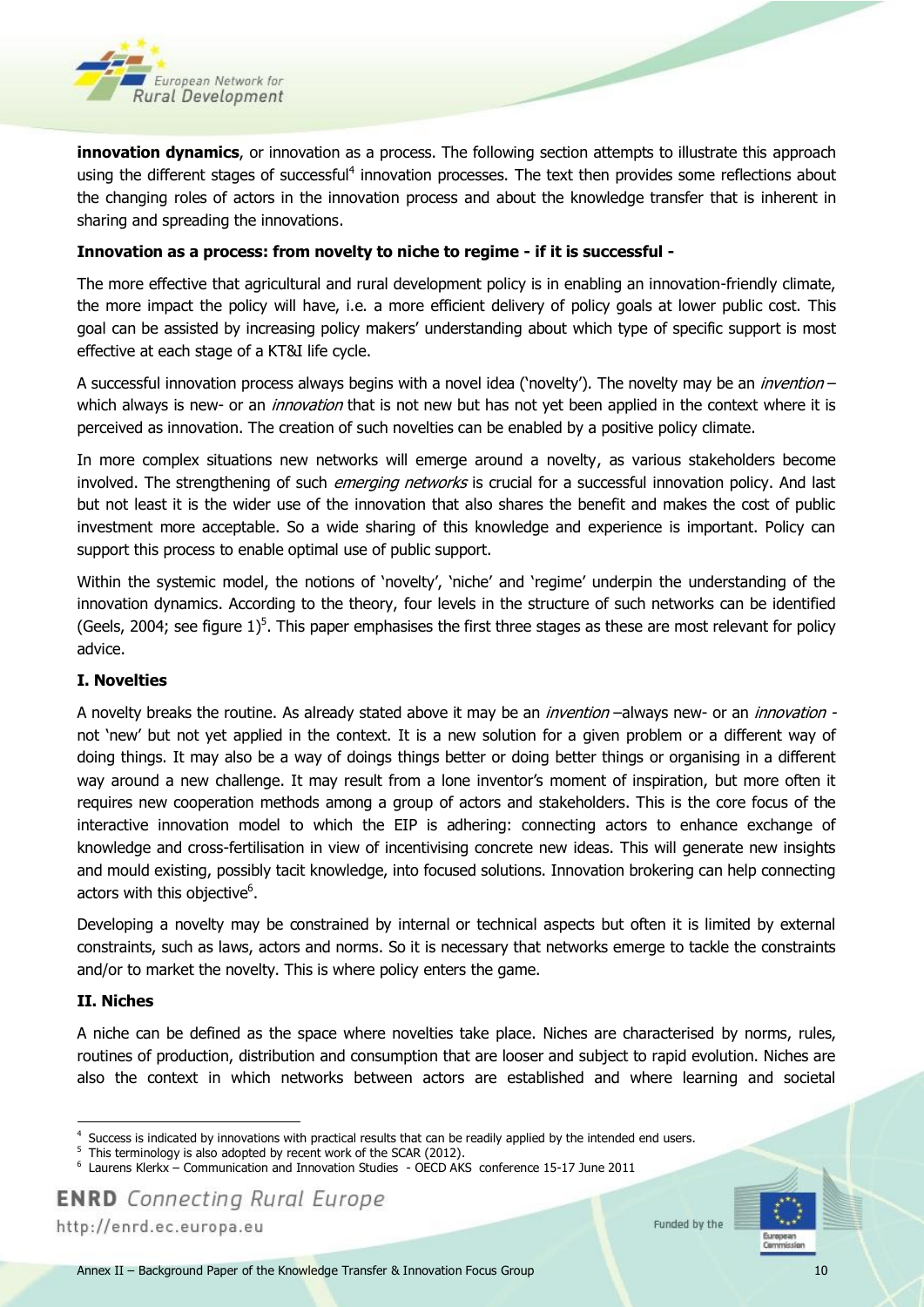**innovation dynamics**, or innovation as a process. The following section attempts to illustrate this approach using the different stages of successful[4] innovation processes. The text then provides some reflections about the changing roles of actors in the innovation process and about the knowledge transfer that is inherent in sharing and spreading the innovations.

**Innovation as a process: from novelty to niche to regime - if it is successful -**

The more effective that agricultural and rural development policy is in enabling an innovation-friendly climate, the more impact the policy will have, i.e. a more efficient delivery of policy goals at lower public cost. This goal can be assisted by increasing policy makers' understanding about which type of specific support is most effective at each stage of a KT&I life cycle.

A successful innovation process always begins with a novel idea ('novelty'). The novelty may be an *invention* – which always is new- or an *innovation* that is not new but has not yet been applied in the context where it is perceived as innovation. The creation of such novelties can be enabled by a positive policy climate.

In more complex situations new networks will emerge around a novelty, as various stakeholders become involved. The strengthening of such *emerging networks* is crucial for a successful innovation policy. And last but not least it is the wider use of the innovation that also shares the benefit and makes the cost of public investment more acceptable. So a wide sharing of this knowledge and experience is important. Policy can support this process to enable optimal use of public support.

Within the systemic model, the notions of 'novelty', 'niche' and 'regime' underpin the understanding of the innovation dynamics. According to the theory, four levels in the structure of such networks can be identified (Geels, 2004; see figure 1)[5]. This paper emphasises the first three stages as these are most relevant for policy advice.

**I. Novelties**

A novelty breaks the routine. As already stated above it may be an *invention* –always new- or an *innovation* - not 'new' but not yet applied in the context. It is a new solution for a given problem or a different way of doing things. It may also be a way of doings things better or doing better things or organising in a different way around a new challenge. It may result from a lone inventor's moment of inspiration, but more often it requires new cooperation methods among a group of actors and stakeholders. This is the core focus of the interactive innovation model to which the EIP is adhering: connecting actors to enhance exchange of knowledge and cross-fertilisation in view of incentivising concrete new ideas. This will generate new insights and mould existing, possibly tacit knowledge, into focused solutions. Innovation brokering can help connecting actors with this objective[6].

Developing a novelty may be constrained by internal or technical aspects but often it is limited by external constraints, such as laws, actors and norms. So it is necessary that networks emerge to tackle the constraints and/or to market the novelty. This is where policy enters the game.

**II. Niches**

A niche can be defined as the space where novelties take place. Niches are characterised by norms, rules, routines of production, distribution and consumption that are looser and subject to rapid evolution. Niches are also the context in which networks between actors are established and where learning and societal

---

[4] Success is indicated by innovations with practical results that can be readily applied by the intended end users.

[5] This terminology is also adopted by recent work of the SCAR (2012).

[6] Laurens Klerkx – Communication and Innovation Studies - OECD AKS conference 15-17 June 2011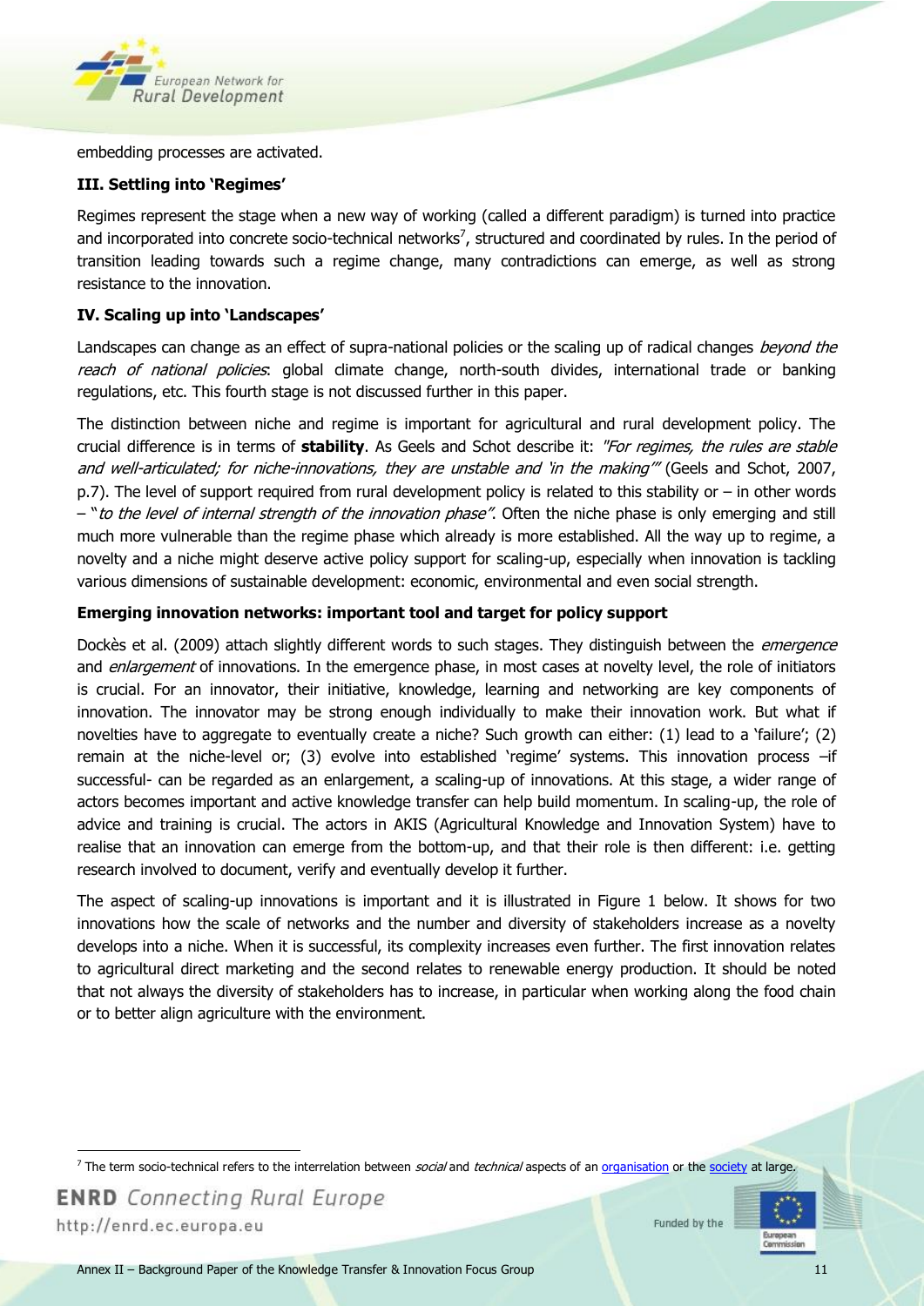embedding processes are activated.

**III. Settling into 'Regimes'**

Regimes represent the stage when a new way of working (called a different paradigm) is turned into practice and incorporated into concrete socio-technical networks[7], structured and coordinated by rules. In the period of transition leading towards such a regime change, many contradictions can emerge, as well as strong resistance to the innovation.

**IV. Scaling up into 'Landscapes'**

Landscapes can change as an effect of supra-national policies or the scaling up of radical changes *beyond the reach of national policies*: global climate change, north-south divides, international trade or banking regulations, etc. This fourth stage is not discussed further in this paper.

The distinction between niche and regime is important for agricultural and rural development policy. The crucial difference is in terms of **stability**. As Geels and Schot describe it: *"For regimes, the rules are stable and well-articulated; for niche-innovations, they are unstable and 'in the making'"* (Geels and Schot, 2007, p.7). The level of support required from rural development policy is related to this stability or – in other words – "*to the level of internal strength of the innovation phase"*. Often the niche phase is only emerging and still much more vulnerable than the regime phase which already is more established. All the way up to regime, a novelty and a niche might deserve active policy support for scaling-up, especially when innovation is tackling various dimensions of sustainable development: economic, environmental and even social strength.

**Emerging innovation networks: important tool and target for policy support**

Dockès et al. (2009) attach slightly different words to such stages. They distinguish between the *emergence* and *enlargement* of innovations. In the emergence phase, in most cases at novelty level, the role of initiators is crucial. For an innovator, their initiative, knowledge, learning and networking are key components of innovation. The innovator may be strong enough individually to make their innovation work. But what if novelties have to aggregate to eventually create a niche? Such growth can either: (1) lead to a 'failure'; (2) remain at the niche-level or; (3) evolve into established 'regime' systems. This innovation process –if successful- can be regarded as an enlargement, a scaling-up of innovations. At this stage, a wider range of actors becomes important and active knowledge transfer can help build momentum. In scaling-up, the role of advice and training is crucial. The actors in AKIS (Agricultural Knowledge and Innovation System) have to realise that an innovation can emerge from the bottom-up, and that their role is then different: i.e. getting research involved to document, verify and eventually develop it further.

The aspect of scaling-up innovations is important and it is illustrated in Figure 1 below. It shows for two innovations how the scale of networks and the number and diversity of stakeholders increase as a novelty develops into a niche. When it is successful, its complexity increases even further. The first innovation relates to agricultural direct marketing and the second relates to renewable energy production. It should be noted that not always the diversity of stakeholders has to increase, in particular when working along the food chain or to better align agriculture with the environment.

---

[7] The term socio-technical refers to the interrelation between *social* and *technical* aspects of an organisation or the society at large.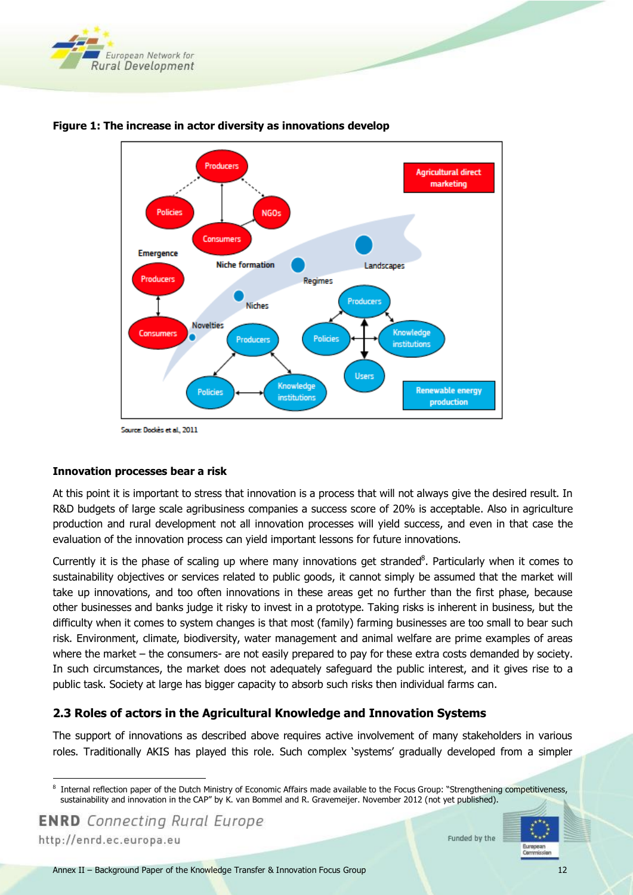**Figure 1: The increase in actor diversity as innovations develop**

Source: Dockès et al, 2011

**Innovation processes bear a risk**

At this point it is important to stress that innovation is a process that will not always give the desired result. In R&D budgets of large scale agribusiness companies a success score of 20% is acceptable. Also in agriculture production and rural development not all innovation processes will yield success, and even in that case the evaluation of the innovation process can yield important lessons for future innovations.

Currently it is the phase of scaling up where many innovations get stranded[8]. Particularly when it comes to sustainability objectives or services related to public goods, it cannot simply be assumed that the market will take up innovations, and too often innovations in these areas get no further than the first phase, because other businesses and banks judge it risky to invest in a prototype. Taking risks is inherent in business, but the difficulty when it comes to system changes is that most (family) businesses are too small to bear such risk. Environment, climate, biodiversity, water management and animal welfare are prime examples of areas where the market – the consumers- are not easily prepared to pay for these extra costs demanded by society. In such circumstances, the market does not adequately safeguard the public interest, and it gives rise to a public task. Society at large has bigger capacity to absorb such risks then individual farms can.

## 2.3 Roles of actors in the Agricultural Knowledge and Innovation Systems

The support of innovations as described above requires active involvement of many stakeholders in various roles. Traditionally AKIS has played this role. Such complex 'systems' gradually developed from a simpler

[8] Internal reflection paper of the Dutch Ministry of Economic Affairs made available to the Focus Group: "Strengthening competitiveness, sustainability and innovation in the CAP" by K. van Bommel and R. Gravemeijer. November 2012 (not yet published).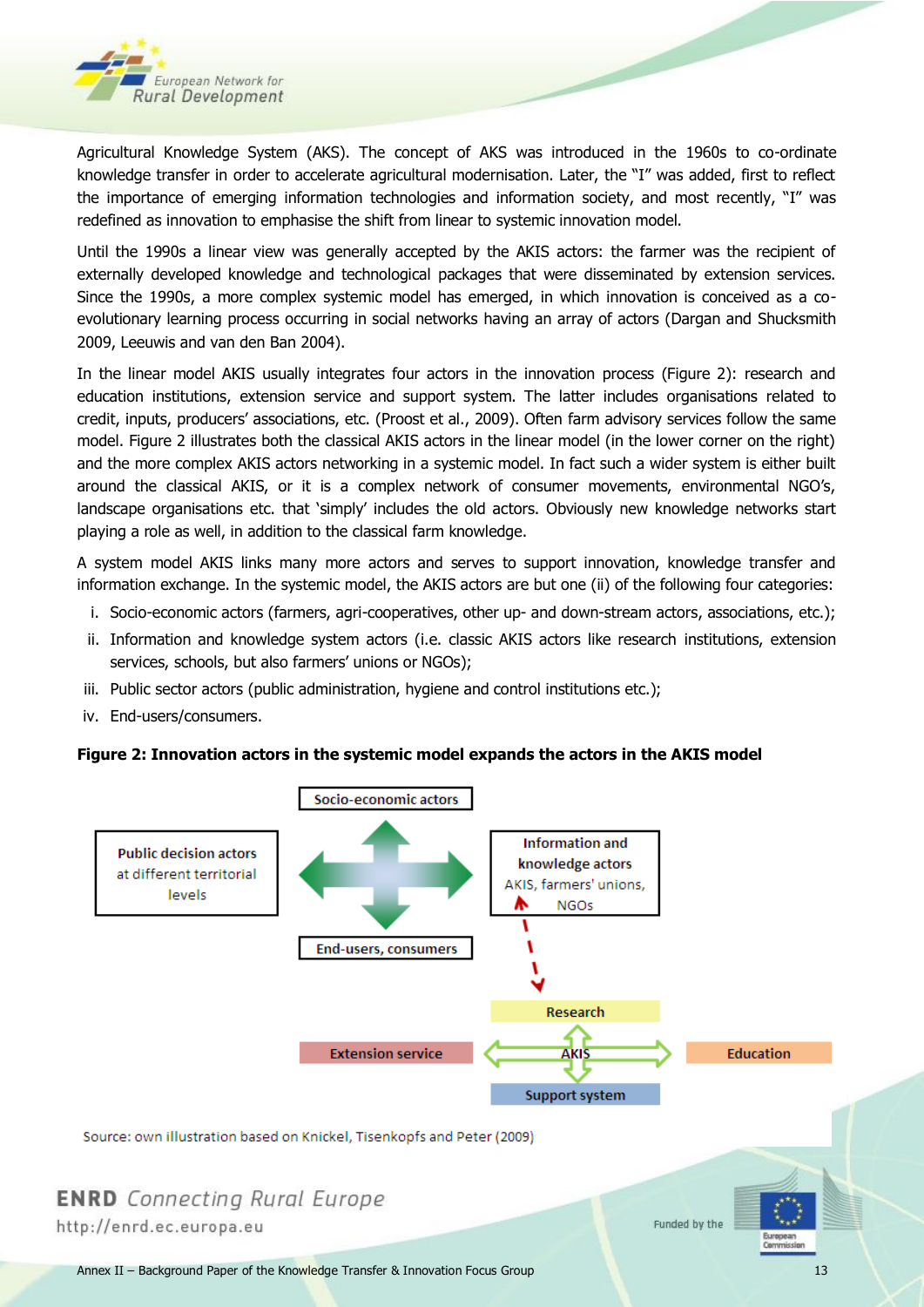Agricultural Knowledge System (AKS). The concept of AKS was introduced in the 1960s to co-ordinate knowledge transfer in order to accelerate agricultural modernisation. Later, the "I" was added, first to reflect the importance of emerging information technologies and information society, and most recently, "I" was redefined as innovation to emphasise the shift from linear to systemic innovation model.

Until the 1990s a linear view was generally accepted by the AKIS actors: the farmer was the recipient of externally developed knowledge and technological packages that were disseminated by extension services. Since the 1990s, a more complex systemic model has emerged, in which innovation is conceived as a co-evolutionary learning process occurring in social networks having an array of actors (Dargan and Shucksmith 2009, Leeuwis and van den Ban 2004).

In the linear model AKIS usually integrates four actors in the innovation process (Figure 2): research and education institutions, extension service and support system. The latter includes organisations related to credit, inputs, producers' associations, etc. (Proost et al., 2009). Often farm advisory services follow the same model. Figure 2 illustrates both the classical AKIS actors in the linear model (in the lower corner on the right) and the more complex AKIS actors networking in a systemic model. In fact such a wider system is either built around the classical AKIS, or it is a complex network of consumer movements, environmental NGO's, landscape organisations etc. that 'simply' includes the old actors. Obviously new knowledge networks start playing a role as well, in addition to the classical farm knowledge.

A system model AKIS links many more actors and serves to support innovation, knowledge transfer and information exchange. In the systemic model, the AKIS actors are but one (ii) of the following four categories:

i. Socio-economic actors (farmers, agri-cooperatives, other up- and down-stream actors, associations, etc.);
ii. Information and knowledge system actors (i.e. classic AKIS actors like research institutions, extension services, schools, but also farmers' unions or NGOs);
iii. Public sector actors (public administration, hygiene and control institutions etc.);
iv. End-users/consumers.

**Figure 2: Innovation actors in the systemic model expands the actors in the AKIS model**

Socio-economic actors

Public decision actors at different territorial levels

Information and knowledge actors AKIS, farmers' unions, NGOs

End-users, consumers

Research

Extension service | AKIS | Education

Support system

Source: own illustration based on Knickel, Tisenkopfs and Peter (2009)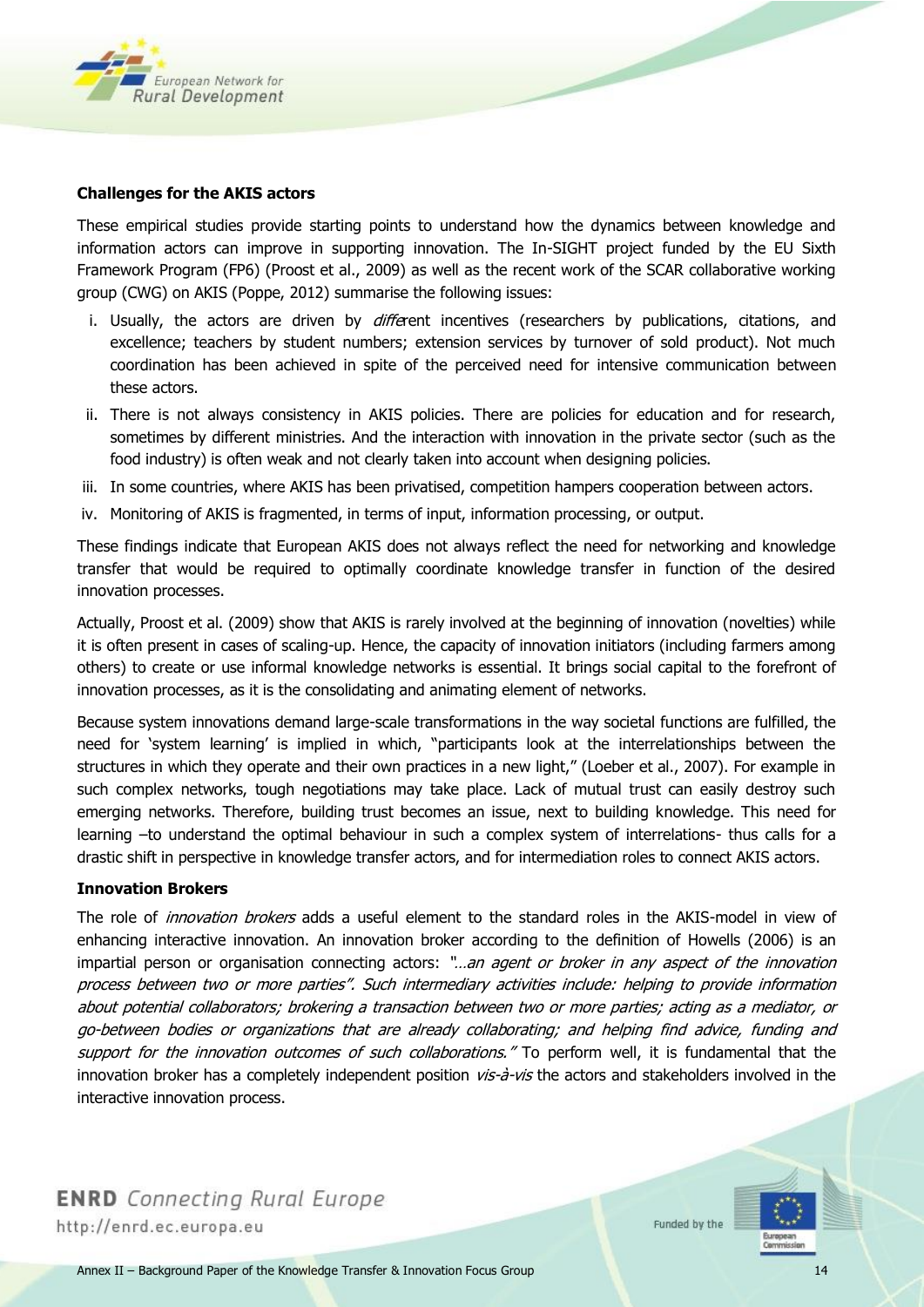**Challenges for the AKIS actors**

These empirical studies provide starting points to understand how the dynamics between knowledge and information actors can improve in supporting innovation. The In-SIGHT project funded by the EU Sixth Framework Program (FP6) (Proost et al., 2009) as well as the recent work of the SCAR collaborative working group (CWG) on AKIS (Poppe, 2012) summarise the following issues:

i. Usually, the actors are driven by *different* incentives (researchers by publications, citations, and excellence; teachers by student numbers; extension services by turnover of sold product). Not much coordination has been achieved in spite of the perceived need for intensive communication between these actors.
ii. There is not always consistency in AKIS policies. There are policies for education and for research, sometimes by different ministries. And the interaction with innovation in the private sector (such as the food industry) is often weak and not clearly taken into account when designing policies.
iii. In some countries, where AKIS has been privatised, competition hampers cooperation between actors.
iv. Monitoring of AKIS is fragmented, in terms of input, information processing, or output.

These findings indicate that European AKIS does not always reflect the need for networking and knowledge transfer that would be required to optimally coordinate knowledge transfer in function of the desired innovation processes.

Actually, Proost et al. (2009) show that AKIS is rarely involved at the beginning of innovation (novelties) while it is often present in cases of scaling-up. Hence, the capacity of innovation initiators (including farmers among others) to create or use informal knowledge networks is essential. It brings social capital to the forefront of innovation processes, as it is the consolidating and animating element of networks.

Because system innovations demand large-scale transformations in the way societal functions are fulfilled, the need for 'system learning' is implied in which, "participants look at the interrelationships between the structures in which they operate and their own practices in a new light," (Loeber et al., 2007). For example in such complex networks, tough negotiations may take place. Lack of mutual trust can easily destroy such emerging networks. Therefore, building trust becomes an issue, next to building knowledge. This need for learning –to understand the optimal behaviour in such a complex system of interrelations- thus calls for a drastic shift in perspective in knowledge transfer actors, and for intermediation roles to connect AKIS actors.

**Innovation Brokers**

The role of *innovation brokers* adds a useful element to the standard roles in the AKIS-model in view of enhancing interactive innovation. An innovation broker according to the definition of Howells (2006) is an impartial person or organisation connecting actors: *"…an agent or broker in any aspect of the innovation process between two or more parties". Such intermediary activities include: helping to provide information about potential collaborators; brokering a transaction between two or more parties; acting as a mediator, or go-between bodies or organizations that are already collaborating; and helping find advice, funding and support for the innovation outcomes of such collaborations."* To perform well, it is fundamental that the innovation broker has a completely independent position *vis-à-vis* the actors and stakeholders involved in the interactive innovation process.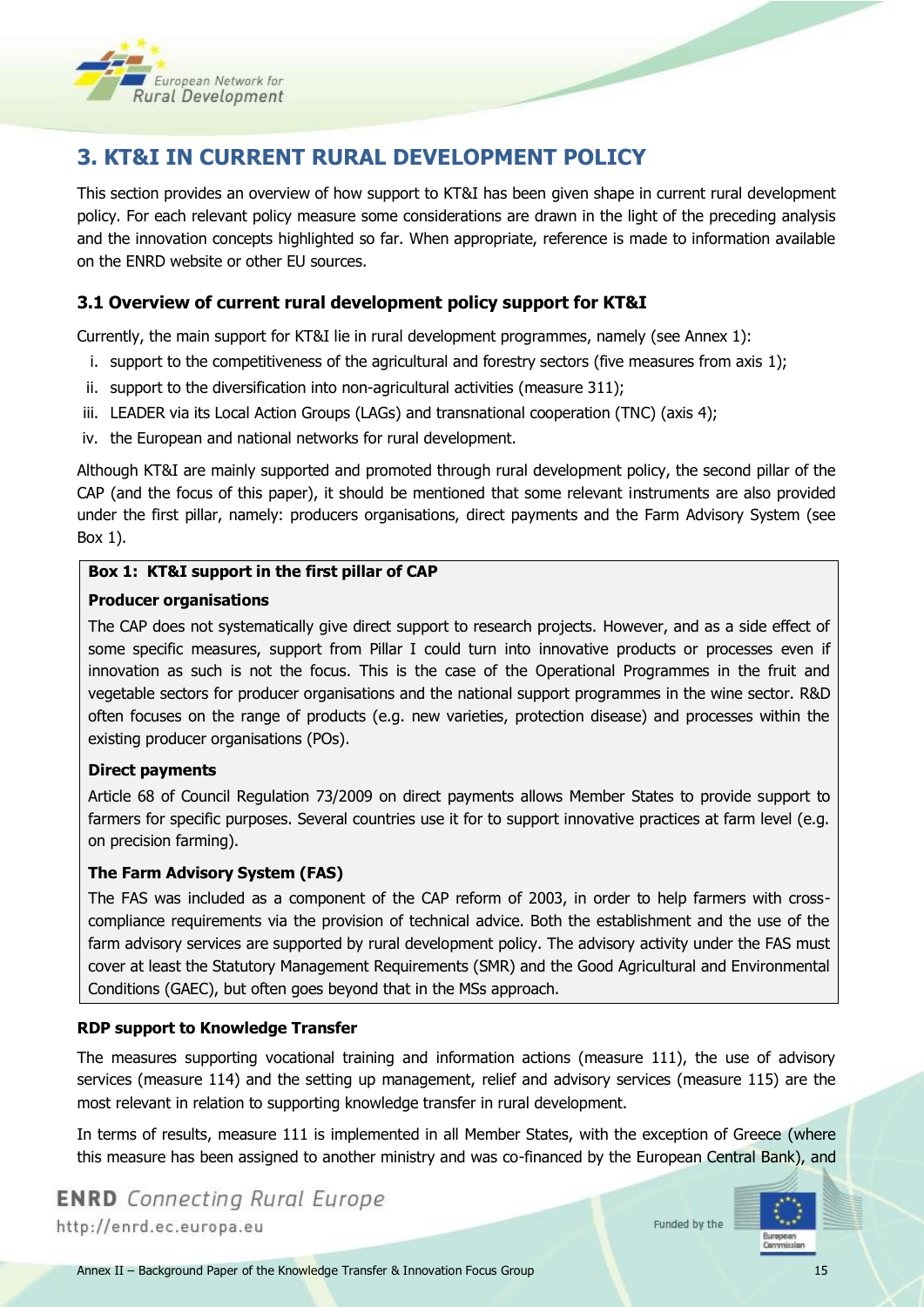# 3. KT&I IN CURRENT RURAL DEVELOPMENT POLICY

This section provides an overview of how support to KT&I has been given shape in current rural development policy. For each relevant policy measure some considerations are drawn in the light of the preceding analysis and the innovation concepts highlighted so far. When appropriate, reference is made to information available on the ENRD website or other EU sources.

## 3.1 Overview of current rural development policy support for KT&I

Currently, the main support for KT&I lie in rural development programmes, namely (see Annex 1):

i. support to the competitiveness of the agricultural and forestry sectors (five measures from axis 1);
ii. support to the diversification into non-agricultural activities (measure 311);
iii. LEADER via its Local Action Groups (LAGs) and transnational cooperation (TNC) (axis 4);
iv. the European and national networks for rural development.

Although KT&I are mainly supported and promoted through rural development policy, the second pillar of the CAP (and the focus of this paper), it should be mentioned that some relevant instruments are also provided under the first pillar, namely: producers organisations, direct payments and the Farm Advisory System (see Box 1).

> **Box 1: KT&I support in the first pillar of CAP**
>
> **Producer organisations**
>
> The CAP does not systematically give direct support to research projects. However, and as a side effect of some specific measures, support from Pillar I could turn into innovative products or processes even if innovation as such is not the focus. This is the case of the Operational Programmes in the fruit and vegetable sectors for producer organisations and the national support programmes in the wine sector. R&D often focuses on the range of products (e.g. new varieties, protection disease) and processes within the existing producer organisations (POs).
>
> **Direct payments**
>
> Article 68 of Council Regulation 73/2009 on direct payments allows Member States to provide support to farmers for specific purposes. Several countries use it for to support innovative practices at farm level (e.g. on precision farming).
>
> **The Farm Advisory System (FAS)**
>
> The FAS was included as a component of the CAP reform of 2003, in order to help farmers with cross-compliance requirements via the provision of technical advice. Both the establishment and the use of the farm advisory services are supported by rural development policy. The advisory activity under the FAS must cover at least the Statutory Management Requirements (SMR) and the Good Agricultural and Environmental Conditions (GAEC), but often goes beyond that in the MSs approach.

**RDP support to Knowledge Transfer**

The measures supporting vocational training and information actions (measure 111), the use of advisory services (measure 114) and the setting up management, relief and advisory services (measure 115) are the most relevant in relation to supporting knowledge transfer in rural development.

In terms of results, measure 111 is implemented in all Member States, with the exception of Greece (where this measure has been assigned to another ministry and was co-financed by the European Central Bank), and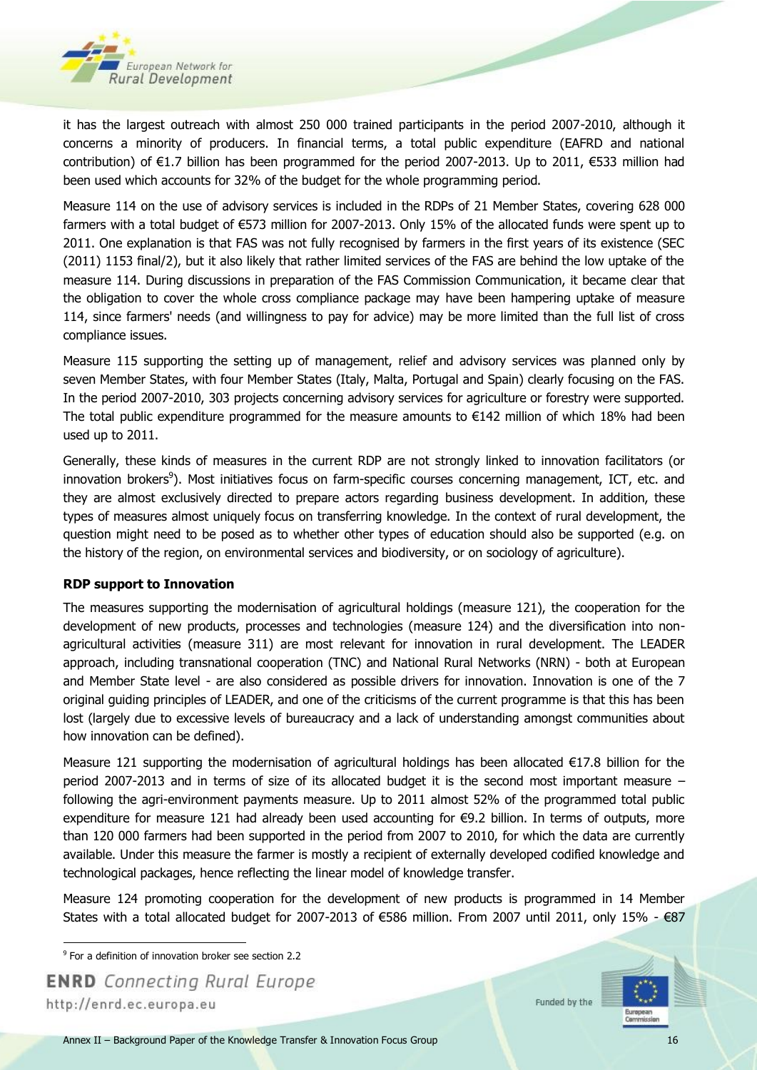it has the largest outreach with almost 250 000 trained participants in the period 2007-2010, although it concerns a minority of producers. In financial terms, a total public expenditure (EAFRD and national contribution) of €1.7 billion has been programmed for the period 2007-2013. Up to 2011, €533 million had been used which accounts for 32% of the budget for the whole programming period.

Measure 114 on the use of advisory services is included in the RDPs of 21 Member States, covering 628 000 farmers with a total budget of €573 million for 2007-2013. Only 15% of the allocated funds were spent up to 2011. One explanation is that FAS was not fully recognised by farmers in the first years of its existence (SEC (2011) 1153 final/2), but it also likely that rather limited services of the FAS are behind the low uptake of the measure 114. During discussions in preparation of the FAS Commission Communication, it became clear that the obligation to cover the whole cross compliance package may have been hampering uptake of measure 114, since farmers' needs (and willingness to pay for advice) may be more limited than the full list of cross compliance issues.

Measure 115 supporting the setting up of management, relief and advisory services was planned only by seven Member States, with four Member States (Italy, Malta, Portugal and Spain) clearly focusing on the FAS. In the period 2007-2010, 303 projects concerning advisory services for agriculture or forestry were supported. The total public expenditure programmed for the measure amounts to €142 million of which 18% had been used up to 2011.

Generally, these kinds of measures in the current RDP are not strongly linked to innovation facilitators (or innovation brokers[9]). Most initiatives focus on farm-specific courses concerning management, ICT, etc. and they are almost exclusively directed to prepare actors regarding business development. In addition, these types of measures almost uniquely focus on transferring knowledge. In the context of rural development, the question might need to be posed as to whether other types of education should also be supported (e.g. on the history of the region, on environmental services and biodiversity, or on sociology of agriculture).

**RDP support to Innovation**

The measures supporting the modernisation of agricultural holdings (measure 121), the cooperation for the development of new products, processes and technologies (measure 124) and the diversification into non-agricultural activities (measure 311) are most relevant for innovation in rural development. The LEADER approach, including transnational cooperation (TNC) and National Rural Networks (NRN) - both at European and Member State level - are also considered as possible drivers for innovation. Innovation is one of the 7 original guiding principles of LEADER, and one of the criticisms of the current programme is that this has been lost (largely due to excessive levels of bureaucracy and a lack of understanding amongst communities about how innovation can be defined).

Measure 121 supporting the modernisation of agricultural holdings has been allocated €17.8 billion for the period 2007-2013 and in terms of size of its allocated budget it is the second most important measure – following the agri-environment payments measure. Up to 2011 almost 52% of the programmed total public expenditure for measure 121 had already been used accounting for €9.2 billion. In terms of outputs, more than 120 000 farmers had been supported in the period from 2007 to 2010, for which the data are currently available. Under this measure the farmer is mostly a recipient of externally developed codified knowledge and technological packages, hence reflecting the linear model of knowledge transfer.

Measure 124 promoting cooperation for the development of new products is programmed in 14 Member States with a total allocated budget for 2007-2013 of €586 million. From 2007 until 2011, only 15% - €87

[9] For a definition of innovation broker see section 2.2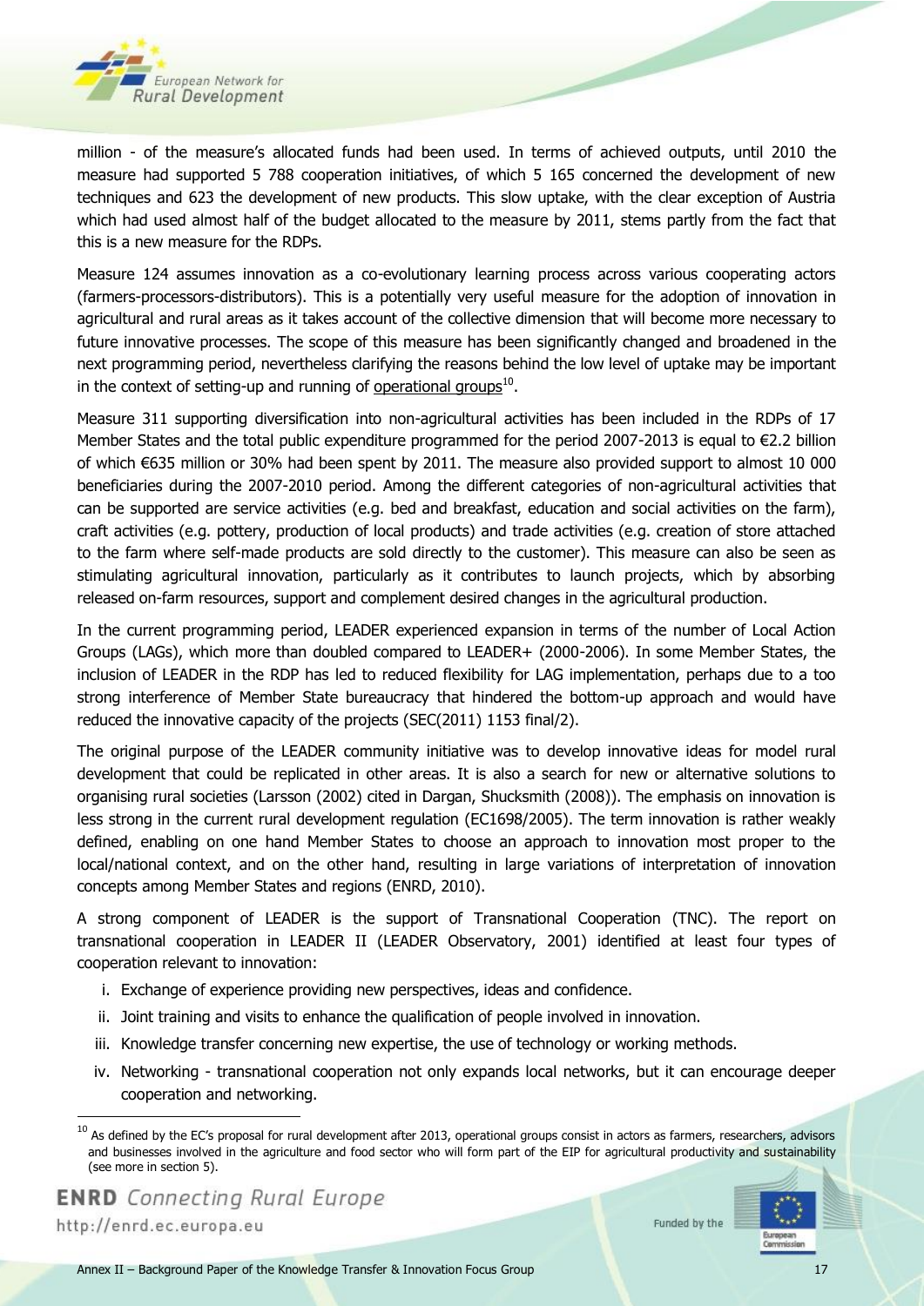million - of the measure's allocated funds had been used. In terms of achieved outputs, until 2010 the measure had supported 5 788 cooperation initiatives, of which 5 165 concerned the development of new techniques and 623 the development of new products. This slow uptake, with the clear exception of Austria which had used almost half of the budget allocated to the measure by 2011, stems partly from the fact that this is a new measure for the RDPs.

Measure 124 assumes innovation as a co-evolutionary learning process across various cooperating actors (farmers-processors-distributors). This is a potentially very useful measure for the adoption of innovation in agricultural and rural areas as it takes account of the collective dimension that will become more necessary to future innovative processes. The scope of this measure has been significantly changed and broadened in the next programming period, nevertheless clarifying the reasons behind the low level of uptake may be important in the context of setting-up and running of operational groups[10].

Measure 311 supporting diversification into non-agricultural activities has been included in the RDPs of 17 Member States and the total public expenditure programmed for the period 2007-2013 is equal to €2.2 billion of which €635 million or 30% had been spent by 2011. The measure also provided support to almost 10 000 beneficiaries during the 2007-2010 period. Among the different categories of non-agricultural activities that can be supported are service activities (e.g. bed and breakfast, education and social activities on the farm), craft activities (e.g. pottery, production of local products) and trade activities (e.g. creation of store attached to the farm where self-made products are sold directly to the customer). This measure can also be seen as stimulating agricultural innovation, particularly as it contributes to launch projects, which by absorbing released on-farm resources, support and complement desired changes in the agricultural production.

In the current programming period, LEADER experienced expansion in terms of the number of Local Action Groups (LAGs), which more than doubled compared to LEADER+ (2000-2006). In some Member States, the inclusion of LEADER in the RDP has led to reduced flexibility for LAG implementation, perhaps due to a too strong interference of Member State bureaucracy that hindered the bottom-up approach and would have reduced the innovative capacity of the projects (SEC(2011) 1153 final/2).

The original purpose of the LEADER community initiative was to develop innovative ideas for model rural development that could be replicated in other areas. It is also a search for new or alternative solutions to organising rural societies (Larsson (2002) cited in Dargan, Shucksmith (2008)). The emphasis on innovation is less strong in the current rural development regulation (EC1698/2005). The term innovation is rather weakly defined, enabling on one hand Member States to choose an approach to innovation most proper to the local/national context, and on the other hand, resulting in large variations of interpretation of innovation concepts among Member States and regions (ENRD, 2010).

A strong component of LEADER is the support of Transnational Cooperation (TNC). The report on transnational cooperation in LEADER II (LEADER Observatory, 2001) identified at least four types of cooperation relevant to innovation:

i. Exchange of experience providing new perspectives, ideas and confidence.
ii. Joint training and visits to enhance the qualification of people involved in innovation.
iii. Knowledge transfer concerning new expertise, the use of technology or working methods.
iv. Networking - transnational cooperation not only expands local networks, but it can encourage deeper cooperation and networking.

[10] As defined by the EC's proposal for rural development after 2013, operational groups consist in actors as farmers, researchers, advisors and businesses involved in the agriculture and food sector who will form part of the EIP for agricultural productivity and sustainability (see more in section 5).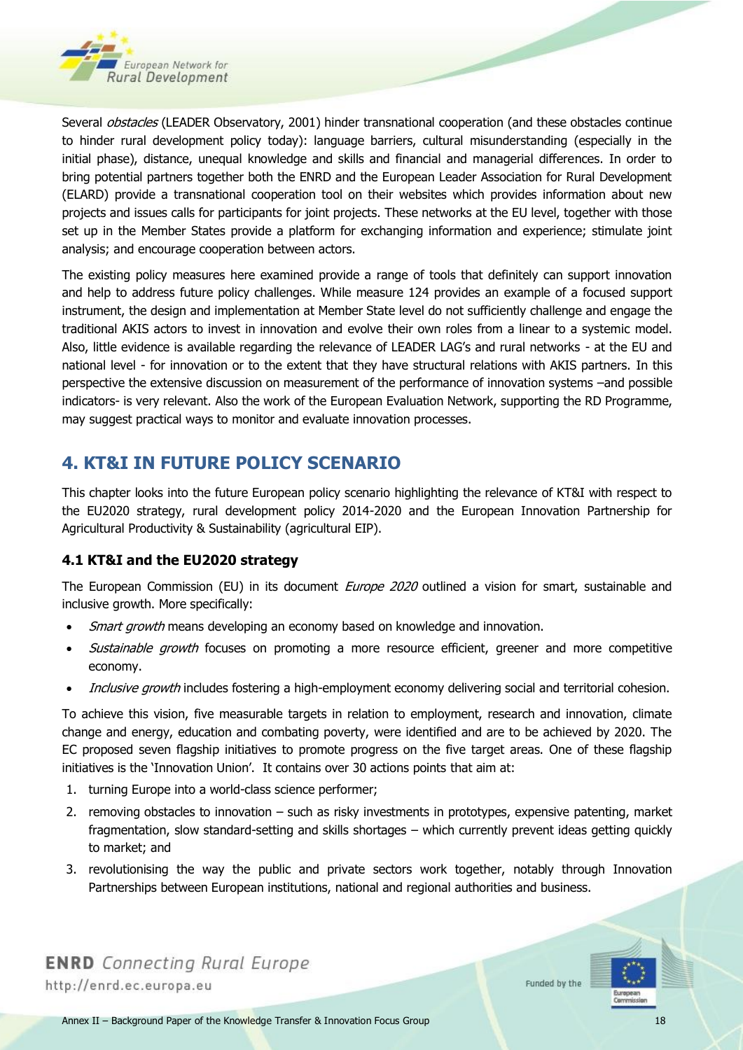Several *obstacles* (LEADER Observatory, 2001) hinder transnational cooperation (and these obstacles continue to hinder rural development policy today): language barriers, cultural misunderstanding (especially in the initial phase), distance, unequal knowledge and skills and financial and managerial differences. In order to bring potential partners together both the ENRD and the European Leader Association for Rural Development (ELARD) provide a transnational cooperation tool on their websites which provides information about new projects and issues calls for participants for joint projects. These networks at the EU level, together with those set up in the Member States provide a platform for exchanging information and experience; stimulate joint analysis; and encourage cooperation between actors.

The existing policy measures here examined provide a range of tools that definitely can support innovation and help to address future policy challenges. While measure 124 provides an example of a focused support instrument, the design and implementation at Member State level do not sufficiently challenge and engage the traditional AKIS actors to invest in innovation and evolve their own roles from a linear to a systemic model. Also, little evidence is available regarding the relevance of LEADER LAG's and rural networks - at the EU and national level - for innovation or to the extent that they have structural relations with AKIS partners. In this perspective the extensive discussion on measurement of the performance of innovation systems –and possible indicators- is very relevant. Also the work of the European Evaluation Network, supporting the RD Programme, may suggest practical ways to monitor and evaluate innovation processes.

## 4. KT&I IN FUTURE POLICY SCENARIO

This chapter looks into the future European policy scenario highlighting the relevance of KT&I with respect to the EU2020 strategy, rural development policy 2014-2020 and the European Innovation Partnership for Agricultural Productivity & Sustainability (agricultural EIP).

### 4.1 KT&I and the EU2020 strategy

The European Commission (EU) in its document *Europe 2020* outlined a vision for smart, sustainable and inclusive growth. More specifically:

- *Smart growth* means developing an economy based on knowledge and innovation.
- *Sustainable growth* focuses on promoting a more resource efficient, greener and more competitive economy.
- *Inclusive growth* includes fostering a high-employment economy delivering social and territorial cohesion.

To achieve this vision, five measurable targets in relation to employment, research and innovation, climate change and energy, education and combating poverty, were identified and are to be achieved by 2020. The EC proposed seven flagship initiatives to promote progress on the five target areas. One of these flagship initiatives is the 'Innovation Union'. It contains over 30 actions points that aim at:

1. turning Europe into a world-class science performer;
2. removing obstacles to innovation – such as risky investments in prototypes, expensive patenting, market fragmentation, slow standard-setting and skills shortages – which currently prevent ideas getting quickly to market; and
3. revolutionising the way the public and private sectors work together, notably through Innovation Partnerships between European institutions, national and regional authorities and business.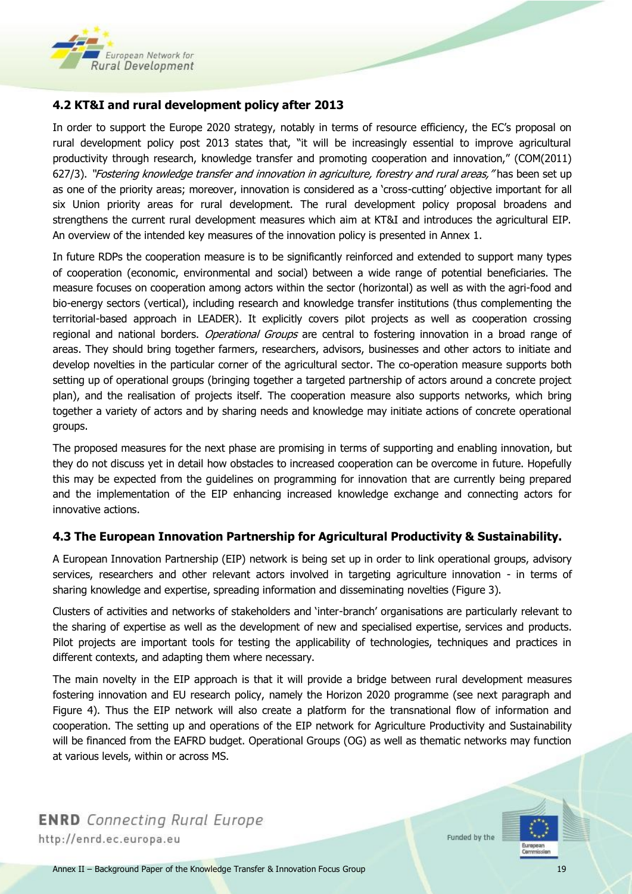## 4.2 KT&I and rural development policy after 2013

In order to support the Europe 2020 strategy, notably in terms of resource efficiency, the EC's proposal on rural development policy post 2013 states that, "it will be increasingly essential to improve agricultural productivity through research, knowledge transfer and promoting cooperation and innovation," (COM(2011) 627/3). *"Fostering knowledge transfer and innovation in agriculture, forestry and rural areas,"* has been set up as one of the priority areas; moreover, innovation is considered as a 'cross-cutting' objective important for all six Union priority areas for rural development. The rural development policy proposal broadens and strengthens the current rural development measures which aim at KT&I and introduces the agricultural EIP. An overview of the intended key measures of the innovation policy is presented in Annex 1.

In future RDPs the cooperation measure is to be significantly reinforced and extended to support many types of cooperation (economic, environmental and social) between a wide range of potential beneficiaries. The measure focuses on cooperation among actors within the sector (horizontal) as well as with the agri-food and bio-energy sectors (vertical), including research and knowledge transfer institutions (thus complementing the territorial-based approach in LEADER). It explicitly covers pilot projects as well as cooperation crossing regional and national borders. *Operational Groups* are central to fostering innovation in a broad range of areas. They should bring together farmers, researchers, advisors, businesses and other actors to initiate and develop novelties in the particular corner of the agricultural sector. The co-operation measure supports both setting up of operational groups (bringing together a targeted partnership of actors around a concrete project plan), and the realisation of projects itself. The cooperation measure also supports networks, which bring together a variety of actors and by sharing needs and knowledge may initiate actions of concrete operational groups.

The proposed measures for the next phase are promising in terms of supporting and enabling innovation, but they do not discuss yet in detail how obstacles to increased cooperation can be overcome in future. Hopefully this may be expected from the guidelines on programming for innovation that are currently being prepared and the implementation of the EIP enhancing increased knowledge exchange and connecting actors for innovative actions.

## 4.3 The European Innovation Partnership for Agricultural Productivity & Sustainability.

A European Innovation Partnership (EIP) network is being set up in order to link operational groups, advisory services, researchers and other relevant actors involved in targeting agriculture innovation - in terms of sharing knowledge and expertise, spreading information and disseminating novelties (Figure 3).

Clusters of activities and networks of stakeholders and 'inter-branch' organisations are particularly relevant to the sharing of expertise as well as the development of new and specialised expertise, services and products. Pilot projects are important tools for testing the applicability of technologies, techniques and practices in different contexts, and adapting them where necessary.

The main novelty in the EIP approach is that it will provide a bridge between rural development measures fostering innovation and EU research policy, namely the Horizon 2020 programme (see next paragraph and Figure 4). Thus the EIP network will also create a platform for the transnational flow of information and cooperation. The setting up and operations of the EIP network for Agriculture Productivity and Sustainability will be financed from the EAFRD budget. Operational Groups (OG) as well as thematic networks may function at various levels, within or across MS.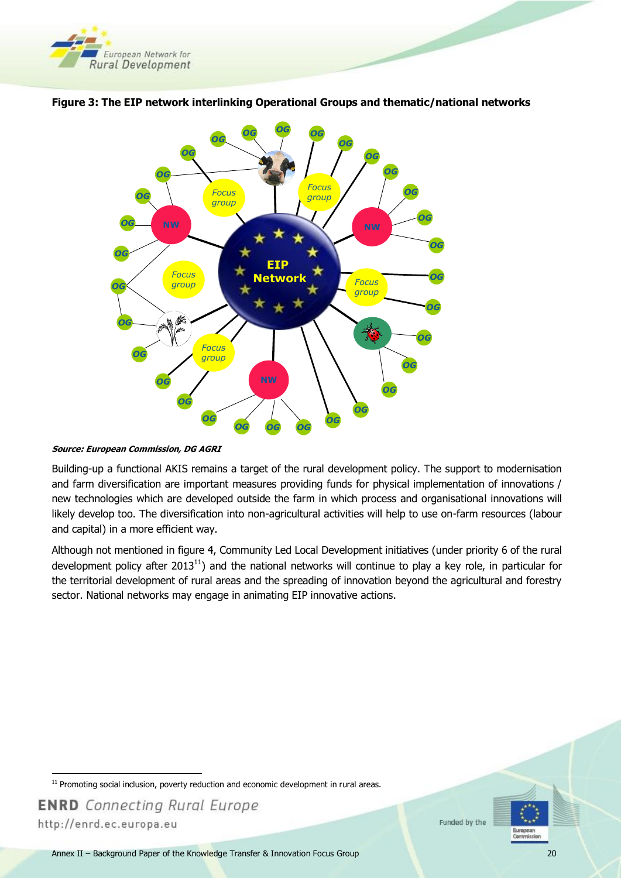**Figure 3: The EIP network interlinking Operational Groups and thematic/national networks**

***Source: European Commission, DG AGRI***

Building-up a functional AKIS remains a target of the rural development policy. The support to modernisation and farm diversification are important measures providing funds for physical implementation of innovations / new technologies which are developed outside the farm in which process and organisational innovations will likely develop too. The diversification into non-agricultural activities will help to use on-farm resources (labour and capital) in a more efficient way.

Although not mentioned in figure 4, Community Led Local Development initiatives (under priority 6 of the rural development policy after 2013[11]) and the national networks will continue to play a key role, in particular for the territorial development of rural areas and the spreading of innovation beyond the agricultural and forestry sector. National networks may engage in animating EIP innovative actions.

[11] Promoting social inclusion, poverty reduction and economic development in rural areas.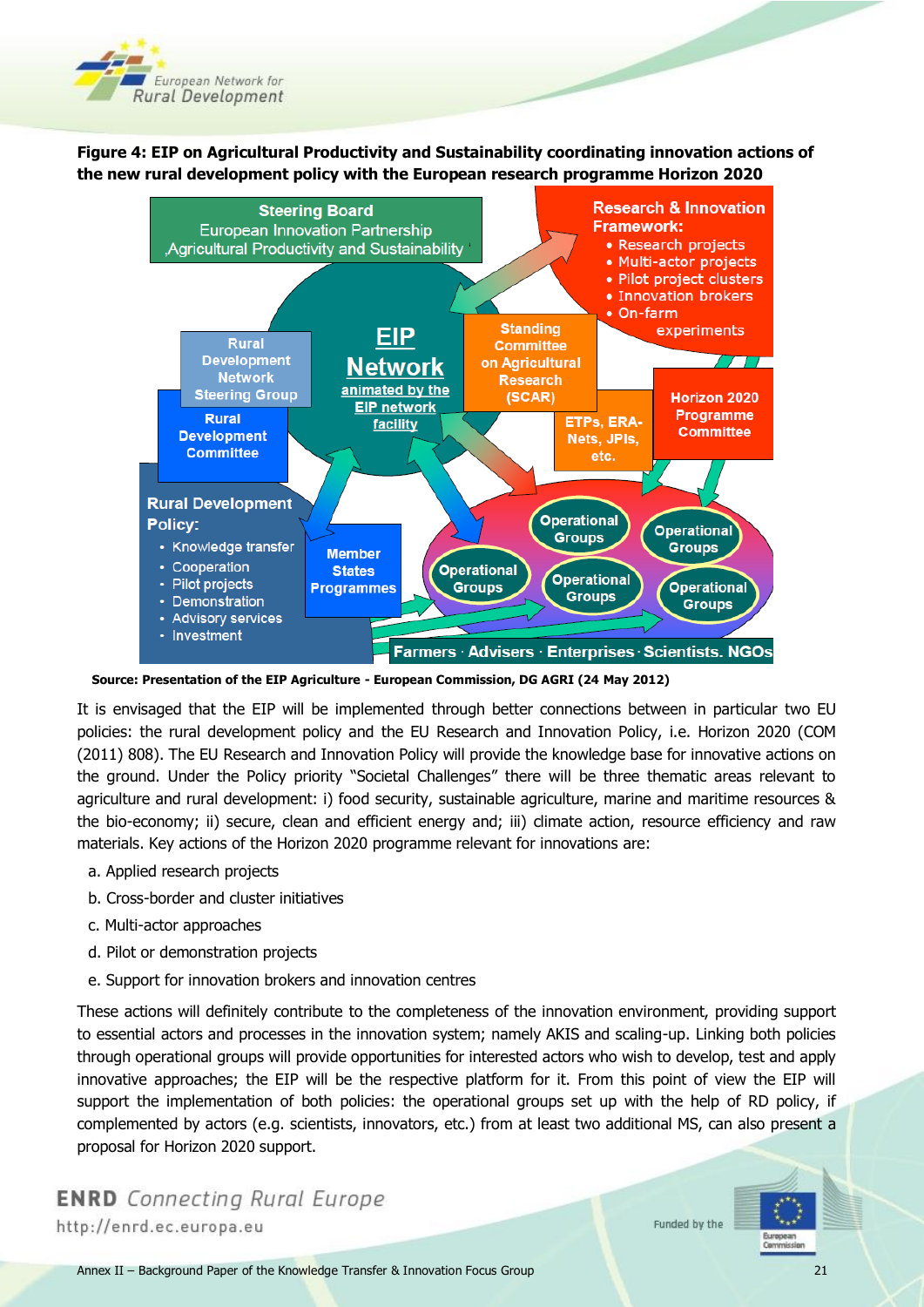**Figure 4: EIP on Agricultural Productivity and Sustainability coordinating innovation actions of the new rural development policy with the European research programme Horizon 2020**

Source: Presentation of the EIP Agriculture - European Commission, DG AGRI (24 May 2012)

It is envisaged that the EIP will be implemented through better connections between in particular two EU policies: the rural development policy and the EU Research and Innovation Policy, i.e. Horizon 2020 (COM (2011) 808). The EU Research and Innovation Policy will provide the knowledge base for innovative actions on the ground. Under the Policy priority "Societal Challenges" there will be three thematic areas relevant to agriculture and rural development: i) food security, sustainable agriculture, marine and maritime resources & the bio-economy; ii) secure, clean and efficient energy and; iii) climate action, resource efficiency and raw materials. Key actions of the Horizon 2020 programme relevant for innovations are:

a. Applied research projects
b. Cross-border and cluster initiatives
c. Multi-actor approaches
d. Pilot or demonstration projects
e. Support for innovation brokers and innovation centres

These actions will definitely contribute to the completeness of the innovation environment, providing support to essential actors and processes in the innovation system; namely AKIS and scaling-up. Linking both policies through operational groups will provide opportunities for interested actors who wish to develop, test and apply innovative approaches; the EIP will be the respective platform for it. From this point of view the EIP will support the implementation of both policies: the operational groups set up with the help of RD policy, if complemented by actors (e.g. scientists, innovators, etc.) from at least two additional MS, can also present a proposal for Horizon 2020 support.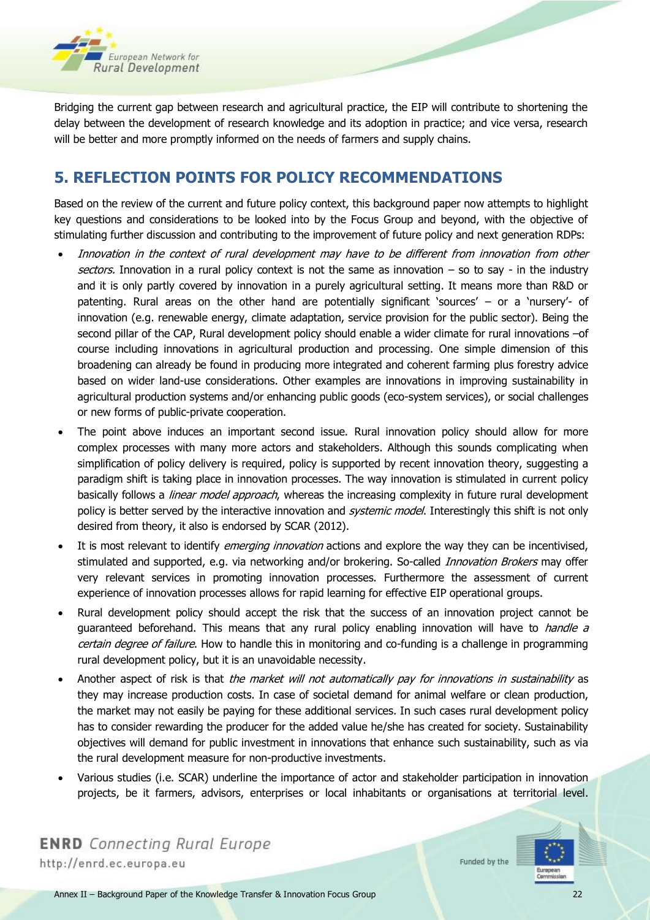Bridging the current gap between research and agricultural practice, the EIP will contribute to shortening the delay between the development of research knowledge and its adoption in practice; and vice versa, research will be better and more promptly informed on the needs of farmers and supply chains.

## 5. REFLECTION POINTS FOR POLICY RECOMMENDATIONS

Based on the review of the current and future policy context, this background paper now attempts to highlight key questions and considerations to be looked into by the Focus Group and beyond, with the objective of stimulating further discussion and contributing to the improvement of future policy and next generation RDPs:

- *Innovation in the context of rural development may have to be different from innovation from other sectors.* Innovation in a rural policy context is not the same as innovation – so to say - in the industry and it is only partly covered by innovation in a purely agricultural setting. It means more than R&D or patenting. Rural areas on the other hand are potentially significant 'sources' – or a 'nursery'- of innovation (e.g. renewable energy, climate adaptation, service provision for the public sector). Being the second pillar of the CAP, Rural development policy should enable a wider climate for rural innovations –of course including innovations in agricultural production and processing. One simple dimension of this broadening can already be found in producing more integrated and coherent farming plus forestry advice based on wider land-use considerations. Other examples are innovations in improving sustainability in agricultural production systems and/or enhancing public goods (eco-system services), or social challenges or new forms of public-private cooperation.
- The point above induces an important second issue. Rural innovation policy should allow for more complex processes with many more actors and stakeholders. Although this sounds complicating when simplification of policy delivery is required, policy is supported by recent innovation theory, suggesting a paradigm shift is taking place in innovation processes. The way innovation is stimulated in current policy basically follows a *linear model approach*, whereas the increasing complexity in future rural development policy is better served by the interactive innovation and *systemic model*. Interestingly this shift is not only desired from theory, it also is endorsed by SCAR (2012).
- It is most relevant to identify *emerging innovation* actions and explore the way they can be incentivised, stimulated and supported, e.g. via networking and/or brokering. So-called *Innovation Brokers* may offer very relevant services in promoting innovation processes. Furthermore the assessment of current experience of innovation processes allows for rapid learning for effective EIP operational groups.
- Rural development policy should accept the risk that the success of an innovation project cannot be guaranteed beforehand. This means that any rural policy enabling innovation will have to *handle a certain degree of failure*. How to handle this in monitoring and co-funding is a challenge in programming rural development policy, but it is an unavoidable necessity.
- Another aspect of risk is that *the market will not automatically pay for innovations in sustainability* as they may increase production costs. In case of societal demand for animal welfare or clean production, the market may not easily be paying for these additional services. In such cases rural development policy has to consider rewarding the producer for the added value he/she has created for society. Sustainability objectives will demand for public investment in innovations that enhance such sustainability, such as via the rural development measure for non-productive investments.
- Various studies (i.e. SCAR) underline the importance of actor and stakeholder participation in innovation projects, be it farmers, advisors, enterprises or local inhabitants or organisations at territorial level.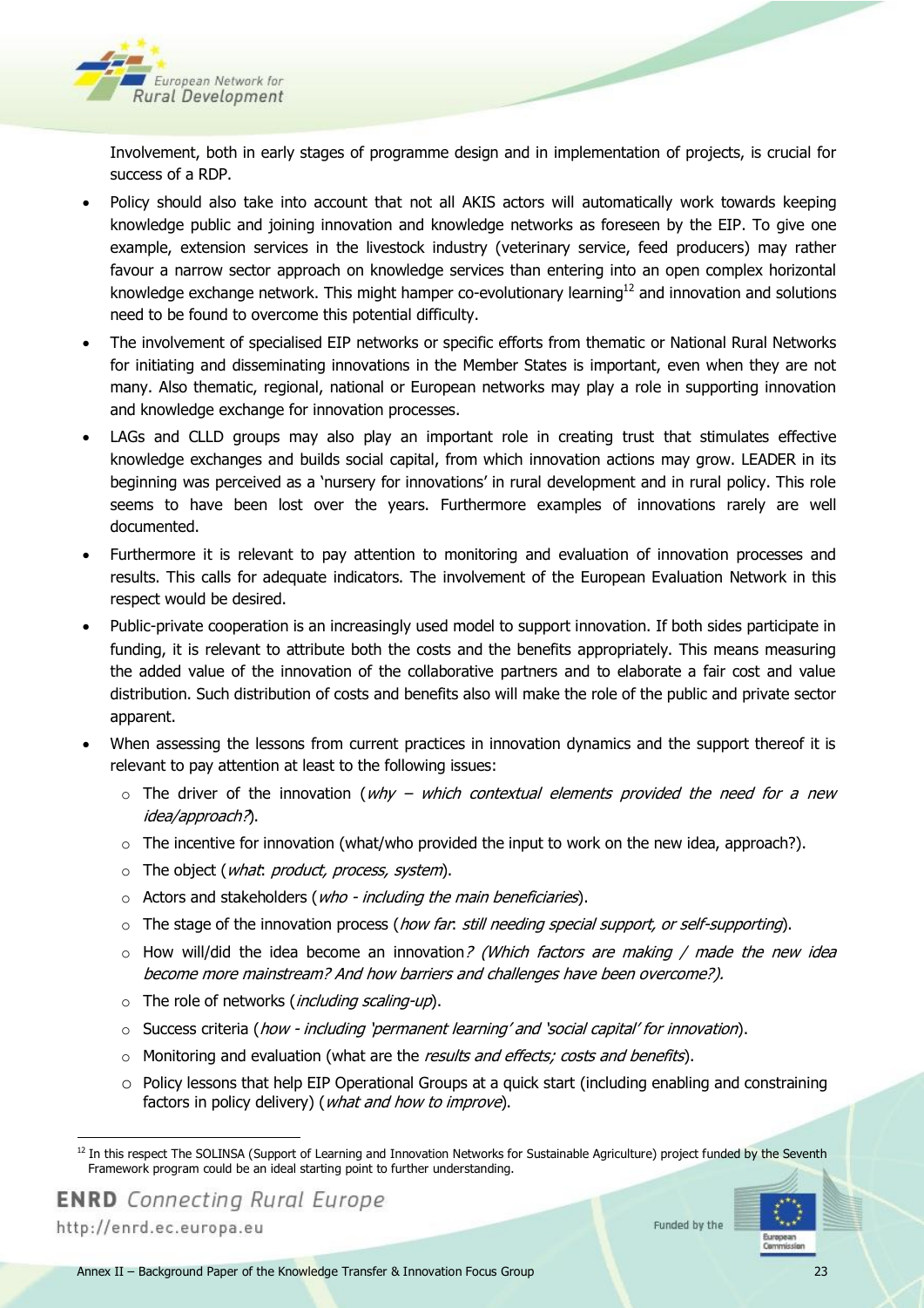Involvement, both in early stages of programme design and in implementation of projects, is crucial for success of a RDP.

- Policy should also take into account that not all AKIS actors will automatically work towards keeping knowledge public and joining innovation and knowledge networks as foreseen by the EIP. To give one example, extension services in the livestock industry (veterinary service, feed producers) may rather favour a narrow sector approach on knowledge services than entering into an open complex horizontal knowledge exchange network. This might hamper co-evolutionary learning[12] and innovation and solutions need to be found to overcome this potential difficulty.
- The involvement of specialised EIP networks or specific efforts from thematic or National Rural Networks for initiating and disseminating innovations in the Member States is important, even when they are not many. Also thematic, regional, national or European networks may play a role in supporting innovation and knowledge exchange for innovation processes.
- LAGs and CLLD groups may also play an important role in creating trust that stimulates effective knowledge exchanges and builds social capital, from which innovation actions may grow. LEADER in its beginning was perceived as a 'nursery for innovations' in rural development and in rural policy. This role seems to have been lost over the years. Furthermore examples of innovations rarely are well documented.
- Furthermore it is relevant to pay attention to monitoring and evaluation of innovation processes and results. This calls for adequate indicators. The involvement of the European Evaluation Network in this respect would be desired.
- Public-private cooperation is an increasingly used model to support innovation. If both sides participate in funding, it is relevant to attribute both the costs and the benefits appropriately. This means measuring the added value of the innovation of the collaborative partners and to elaborate a fair cost and value distribution. Such distribution of costs and benefits also will make the role of the public and private sector apparent.
- When assessing the lessons from current practices in innovation dynamics and the support thereof it is relevant to pay attention at least to the following issues:
  - The driver of the innovation (*why – which contextual elements provided the need for a new idea/approach?*).
  - The incentive for innovation (what/who provided the input to work on the new idea, approach?).
  - The object (*what*: *product, process, system*).
  - Actors and stakeholders (*who - including the main beneficiaries*).
  - The stage of the innovation process (*how far*: *still needing special support, or self-supporting*).
  - How will/did the idea become an innovation*? (Which factors are making / made the new idea become more mainstream? And how barriers and challenges have been overcome?).*
  - The role of networks (*including scaling-up*).
  - Success criteria (*how - including 'permanent learning' and 'social capital' for innovation*).
  - Monitoring and evaluation (what are the *results and effects; costs and benefits*).
  - Policy lessons that help EIP Operational Groups at a quick start (including enabling and constraining factors in policy delivery) (*what and how to improve*).

[12] In this respect The SOLINSA (Support of Learning and Innovation Networks for Sustainable Agriculture) project funded by the Seventh Framework program could be an ideal starting point to further understanding.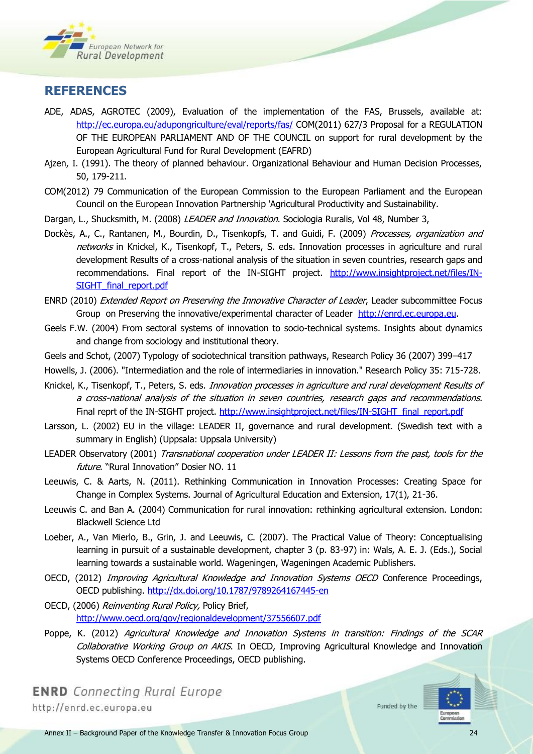## REFERENCES

ADE, ADAS, AGROTEC (2009), Evaluation of the implementation of the FAS, Brussels, available at: http://ec.europa.eu/adupongriculture/eval/reports/fas/ COM(2011) 627/3 Proposal for a REGULATION OF THE EUROPEAN PARLIAMENT AND OF THE COUNCIL on support for rural development by the European Agricultural Fund for Rural Development (EAFRD)

Ajzen, I. (1991). The theory of planned behaviour. Organizational Behaviour and Human Decision Processes, 50, 179-211.

COM(2012) 79 Communication of the European Commission to the European Parliament and the European Council on the European Innovation Partnership 'Agricultural Productivity and Sustainability.

Dargan, L., Shucksmith, M. (2008) *LEADER and Innovation*. Sociologia Ruralis, Vol 48, Number 3,

Dockès, A., C., Rantanen, M., Bourdin, D., Tisenkopfs, T. and Guidi, F. (2009) *Processes, organization and networks* in Knickel, K., Tisenkopf, T., Peters, S. eds. Innovation processes in agriculture and rural development Results of a cross-national analysis of the situation in seven countries, research gaps and recommendations. Final report of the IN-SIGHT project. http://www.insightproject.net/files/IN-SIGHT_final_report.pdf

ENRD (2010) *Extended Report on Preserving the Innovative Character of Leader*, Leader subcommittee Focus Group on Preserving the innovative/experimental character of Leader http://enrd.ec.europa.eu.

Geels F.W. (2004) From sectoral systems of innovation to socio-technical systems. Insights about dynamics and change from sociology and institutional theory.

Geels and Schot, (2007) Typology of sociotechnical transition pathways, Research Policy 36 (2007) 399–417

Howells, J. (2006). "Intermediation and the role of intermediaries in innovation." Research Policy 35: 715-728.

Knickel, K., Tisenkopf, T., Peters, S. eds. *Innovation processes in agriculture and rural development Results of a cross-national analysis of the situation in seven countries, research gaps and recommendations.* Final reprt of the IN-SIGHT project. http://www.insightproject.net/files/IN-SIGHT_final_report.pdf

Larsson, L. (2002) EU in the village: LEADER II, governance and rural development. (Swedish text with a summary in English) (Uppsala: Uppsala University)

LEADER Observatory (2001) *Transnational cooperation under LEADER II: Lessons from the past, tools for the future*. "Rural Innovation" Dosier NO. 11

Leeuwis, C. & Aarts, N. (2011). Rethinking Communication in Innovation Processes: Creating Space for Change in Complex Systems. Journal of Agricultural Education and Extension, 17(1), 21-36.

Leeuwis C. and Ban A. (2004) Communication for rural innovation: rethinking agricultural extension. London: Blackwell Science Ltd

Loeber, A., Van Mierlo, B., Grin, J. and Leeuwis, C. (2007). The Practical Value of Theory: Conceptualising learning in pursuit of a sustainable development, chapter 3 (p. 83-97) in: Wals, A. E. J. (Eds.), Social learning towards a sustainable world. Wageningen, Wageningen Academic Publishers.

OECD, (2012) *Improving Agricultural Knowledge and Innovation Systems OECD* Conference Proceedings, OECD publishing. http://dx.doi.org/10.1787/9789264167445-en

OECD, (2006) *Reinventing Rural Policy,* Policy Brief, http://www.oecd.org/gov/regionaldevelopment/37556607.pdf

Poppe, K. (2012) *Agricultural Knowledge and Innovation Systems in transition: Findings of the SCAR Collaborative Working Group on AKIS*. In OECD, Improving Agricultural Knowledge and Innovation Systems OECD Conference Proceedings, OECD publishing.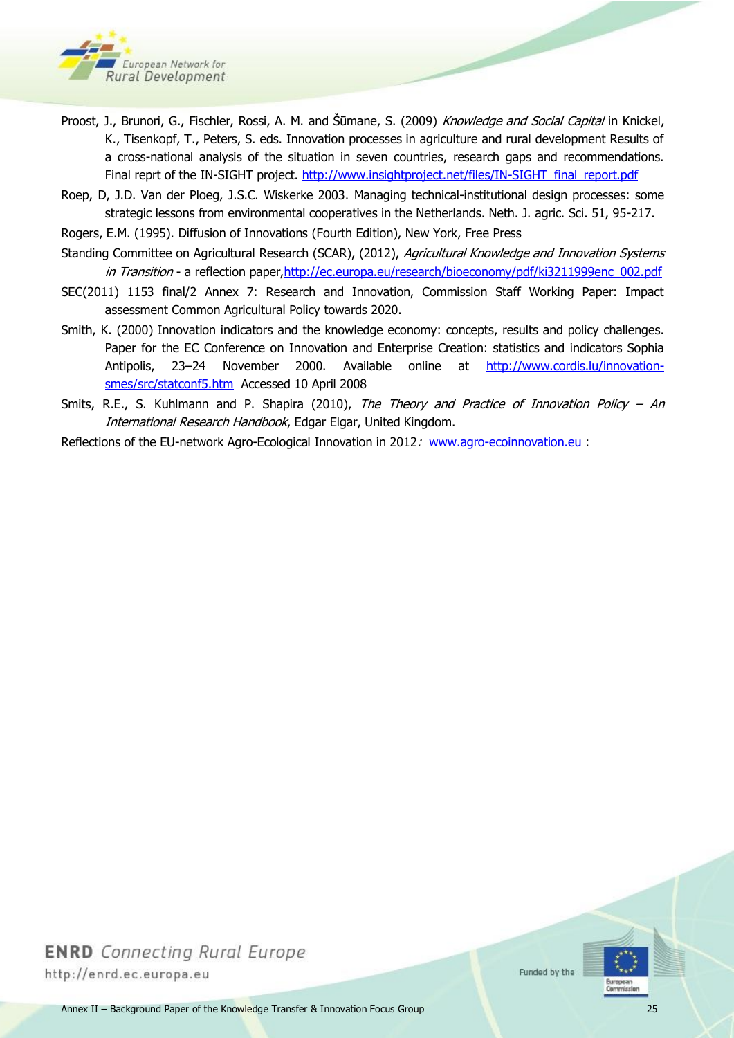Proost, J., Brunori, G., Fischler, Rossi, A. M. and Šūmane, S. (2009) *Knowledge and Social Capital* in Knickel, K., Tisenkopf, T., Peters, S. eds. Innovation processes in agriculture and rural development Results of a cross-national analysis of the situation in seven countries, research gaps and recommendations. Final reprt of the IN-SIGHT project. http://www.insightproject.net/files/IN-SIGHT_final_report.pdf

Roep, D, J.D. Van der Ploeg, J.S.C. Wiskerke 2003. Managing technical-institutional design processes: some strategic lessons from environmental cooperatives in the Netherlands. Neth. J. agric. Sci. 51, 95-217.

Rogers, E.M. (1995). Diffusion of Innovations (Fourth Edition), New York, Free Press

Standing Committee on Agricultural Research (SCAR), (2012), *Agricultural Knowledge and Innovation Systems in Transition* - a reflection paper,http://ec.europa.eu/research/bioeconomy/pdf/ki3211999enc_002.pdf

SEC(2011) 1153 final/2 Annex 7: Research and Innovation, Commission Staff Working Paper: Impact assessment Common Agricultural Policy towards 2020.

Smith, K. (2000) Innovation indicators and the knowledge economy: concepts, results and policy challenges. Paper for the EC Conference on Innovation and Enterprise Creation: statistics and indicators Sophia Antipolis, 23–24 November 2000. Available online at http://www.cordis.lu/innovation-smes/src/statconf5.htm Accessed 10 April 2008

Smits, R.E., S. Kuhlmann and P. Shapira (2010), *The Theory and Practice of Innovation Policy – An International Research Handbook*, Edgar Elgar, United Kingdom.

Reflections of the EU-network Agro-Ecological Innovation in 2012*:* www.agro-ecoinnovation.eu :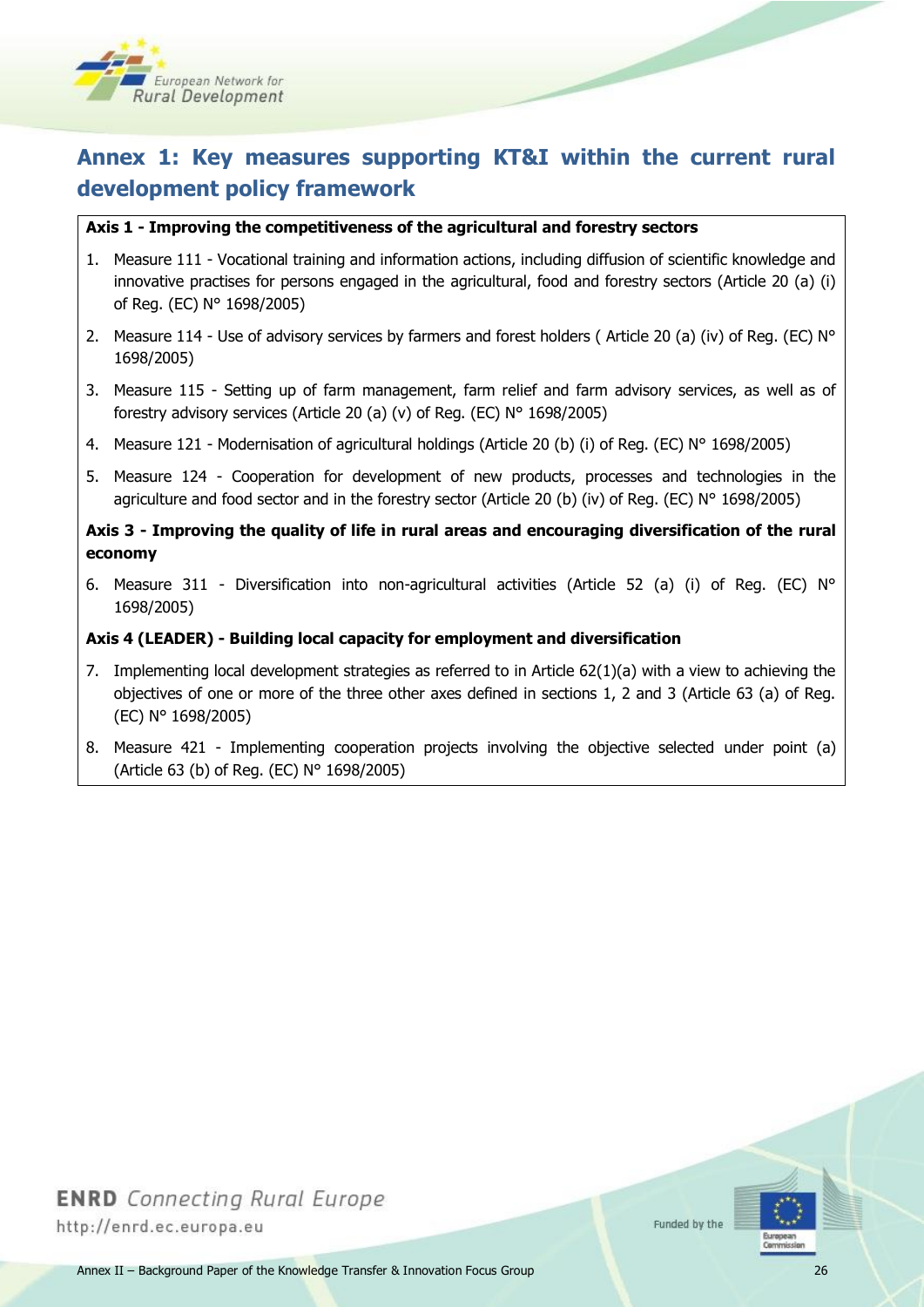## Annex 1: Key measures supporting KT&I within the current rural development policy framework

**Axis 1 - Improving the competitiveness of the agricultural and forestry sectors**

1. Measure 111 - Vocational training and information actions, including diffusion of scientific knowledge and innovative practises for persons engaged in the agricultural, food and forestry sectors (Article 20 (a) (i) of Reg. (EC) N° 1698/2005)
2. Measure 114 - Use of advisory services by farmers and forest holders ( Article 20 (a) (iv) of Reg. (EC) N° 1698/2005)
3. Measure 115 - Setting up of farm management, farm relief and farm advisory services, as well as of forestry advisory services (Article 20 (a) (v) of Reg. (EC) N° 1698/2005)
4. Measure 121 - Modernisation of agricultural holdings (Article 20 (b) (i) of Reg. (EC) N° 1698/2005)
5. Measure 124 - Cooperation for development of new products, processes and technologies in the agriculture and food sector and in the forestry sector (Article 20 (b) (iv) of Reg. (EC) N° 1698/2005)

**Axis 3 - Improving the quality of life in rural areas and encouraging diversification of the rural economy**

6. Measure 311 - Diversification into non-agricultural activities (Article 52 (a) (i) of Reg. (EC) N° 1698/2005)

**Axis 4 (LEADER) - Building local capacity for employment and diversification**

7. Implementing local development strategies as referred to in Article 62(1)(a) with a view to achieving the objectives of one or more of the three other axes defined in sections 1, 2 and 3 (Article 63 (a) of Reg. (EC) N° 1698/2005)
8. Measure 421 - Implementing cooperation projects involving the objective selected under point (a) (Article 63 (b) of Reg. (EC) N° 1698/2005)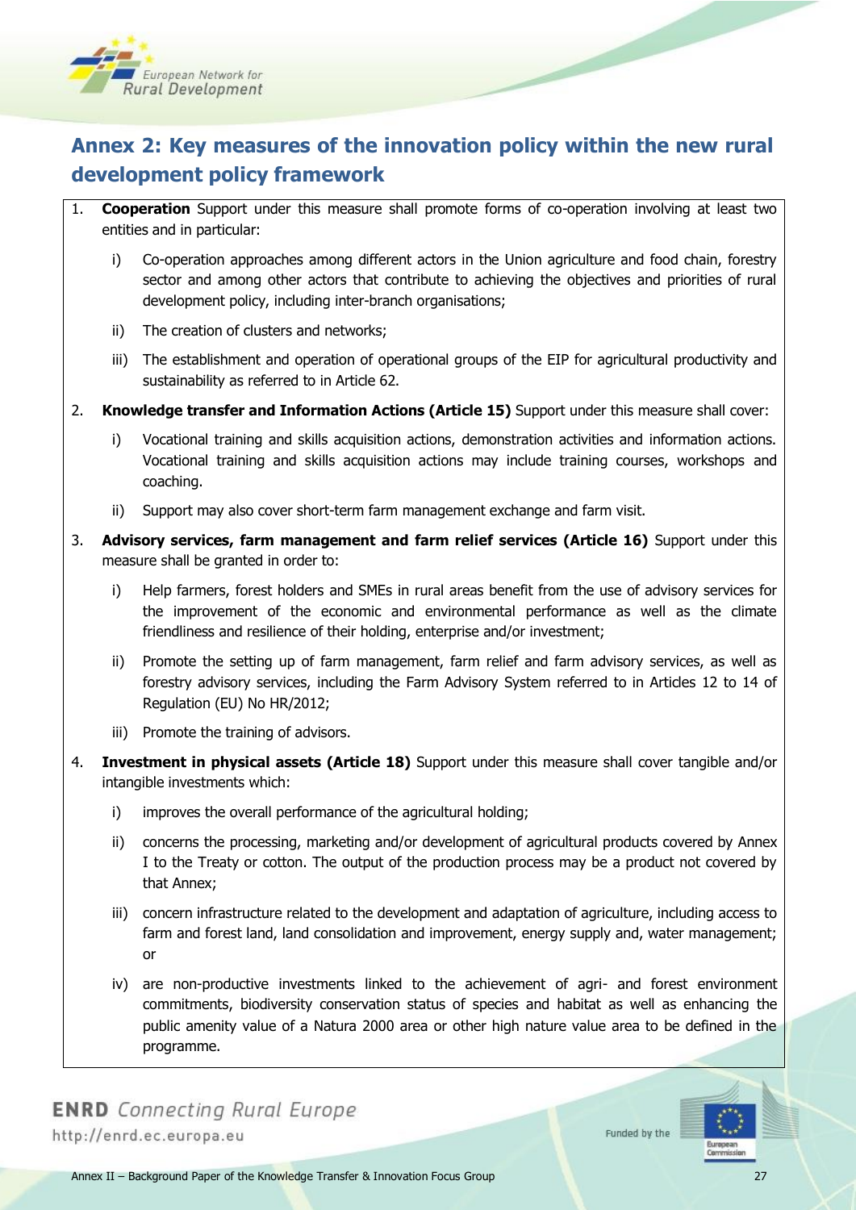## Annex 2: Key measures of the innovation policy within the new rural development policy framework

1. **Cooperation** Support under this measure shall promote forms of co-operation involving at least two entities and in particular:

   i) Co-operation approaches among different actors in the Union agriculture and food chain, forestry sector and among other actors that contribute to achieving the objectives and priorities of rural development policy, including inter-branch organisations;

   ii) The creation of clusters and networks;

   iii) The establishment and operation of operational groups of the EIP for agricultural productivity and sustainability as referred to in Article 62.

2. **Knowledge transfer and Information Actions (Article 15)** Support under this measure shall cover:

   i) Vocational training and skills acquisition actions, demonstration activities and information actions. Vocational training and skills acquisition actions may include training courses, workshops and coaching.

   ii) Support may also cover short-term farm management exchange and farm visit.

3. **Advisory services, farm management and farm relief services (Article 16)** Support under this measure shall be granted in order to:

   i) Help farmers, forest holders and SMEs in rural areas benefit from the use of advisory services for the improvement of the economic and environmental performance as well as the climate friendliness and resilience of their holding, enterprise and/or investment;

   ii) Promote the setting up of farm management, farm relief and farm advisory services, as well as forestry advisory services, including the Farm Advisory System referred to in Articles 12 to 14 of Regulation (EU) No HR/2012;

   iii) Promote the training of advisors.

4. **Investment in physical assets (Article 18)** Support under this measure shall cover tangible and/or intangible investments which:

   i) improves the overall performance of the agricultural holding;

   ii) concerns the processing, marketing and/or development of agricultural products covered by Annex I to the Treaty or cotton. The output of the production process may be a product not covered by that Annex;

   iii) concern infrastructure related to the development and adaptation of agriculture, including access to farm and forest land, land consolidation and improvement, energy supply and, water management; or

   iv) are non-productive investments linked to the achievement of agri- and forest environment commitments, biodiversity conservation status of species and habitat as well as enhancing the public amenity value of a Natura 2000 area or other high nature value area to be defined in the programme.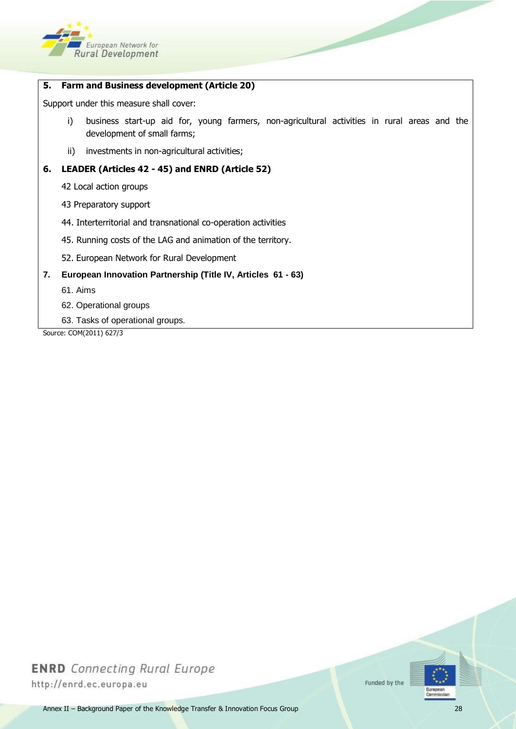**5. Farm and Business development (Article 20)**

Support under this measure shall cover:

i) business start-up aid for, young farmers, non-agricultural activities in rural areas and the development of small farms;

ii) investments in non-agricultural activities;

**6. LEADER (Articles 42 - 45) and ENRD (Article 52)**

42 Local action groups

43 Preparatory support

44. Interterritorial and transnational co-operation activities

45. Running costs of the LAG and animation of the territory.

52. European Network for Rural Development

**7. European Innovation Partnership (Title IV, Articles 61 - 63)**

61. Aims

62. Operational groups

63. Tasks of operational groups.

Source: COM(2011) 627/3